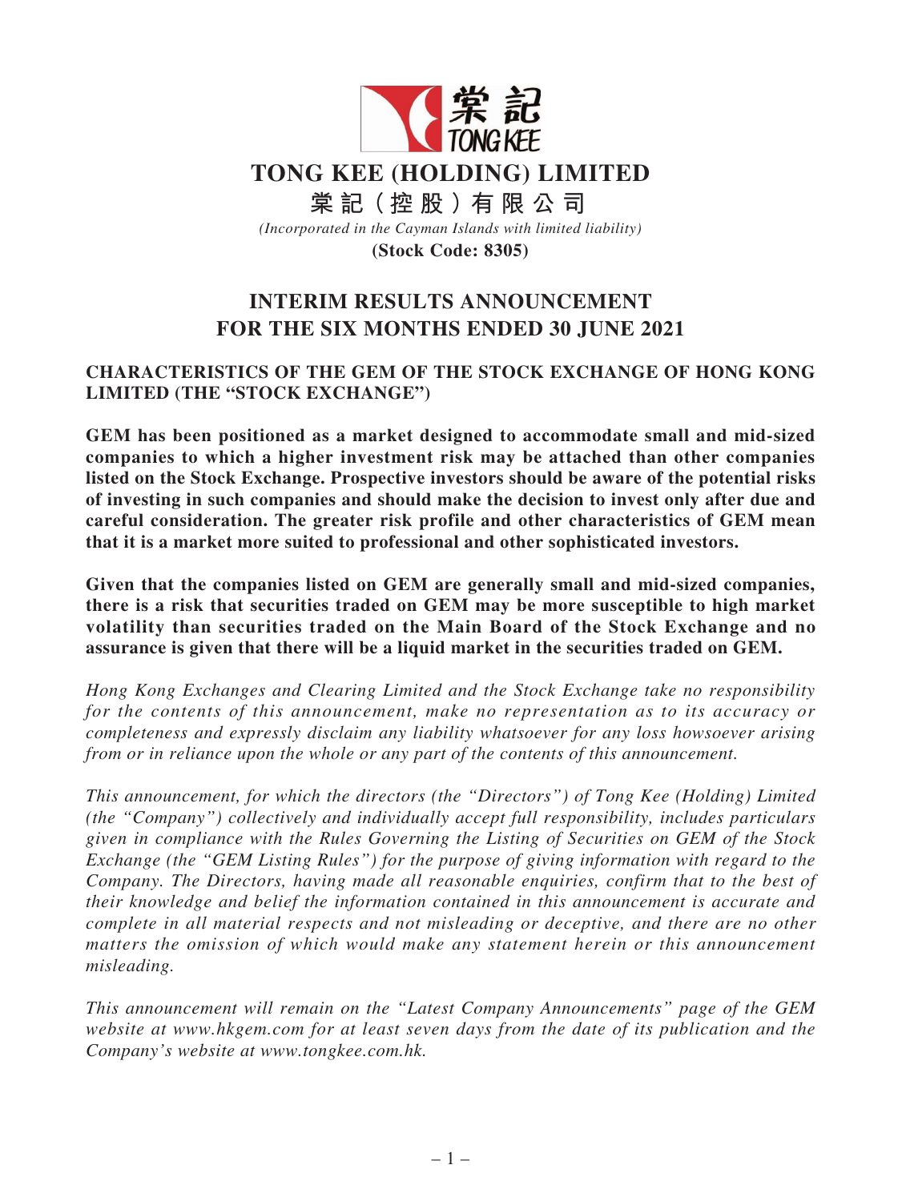# TONG KEE (HOLDING) LIMITED

# 棠記（控股）有限公司

*(Incorporated in the Cayman Islands with limited liability)*

**(Stock Code: 8305)**

## INTERIM RESULTS ANNOUNCEMENT FOR THE SIX MONTHS ENDED 30 JUNE 2021

### CHARACTERISTICS OF THE GEM OF THE STOCK EXCHANGE OF HONG KONG LIMITED (THE "STOCK EXCHANGE")

**GEM has been positioned as a market designed to accommodate small and mid-sized companies to which a higher investment risk may be attached than other companies listed on the Stock Exchange. Prospective investors should be aware of the potential risks of investing in such companies and should make the decision to invest only after due and careful consideration. The greater risk profile and other characteristics of GEM mean that it is a market more suited to professional and other sophisticated investors.**

**Given that the companies listed on GEM are generally small and mid-sized companies, there is a risk that securities traded on GEM may be more susceptible to high market volatility than securities traded on the Main Board of the Stock Exchange and no assurance is given that there will be a liquid market in the securities traded on GEM.**

*Hong Kong Exchanges and Clearing Limited and the Stock Exchange take no responsibility for the contents of this announcement, make no representation as to its accuracy or completeness and expressly disclaim any liability whatsoever for any loss howsoever arising from or in reliance upon the whole or any part of the contents of this announcement.*

*This announcement, for which the directors (the "Directors") of Tong Kee (Holding) Limited (the "Company") collectively and individually accept full responsibility, includes particulars given in compliance with the Rules Governing the Listing of Securities on GEM of the Stock Exchange (the "GEM Listing Rules") for the purpose of giving information with regard to the Company. The Directors, having made all reasonable enquiries, confirm that to the best of their knowledge and belief the information contained in this announcement is accurate and complete in all material respects and not misleading or deceptive, and there are no other matters the omission of which would make any statement herein or this announcement misleading.*

*This announcement will remain on the "Latest Company Announcements" page of the GEM website at www.hkgem.com for at least seven days from the date of its publication and the Company's website at www.tongkee.com.hk.*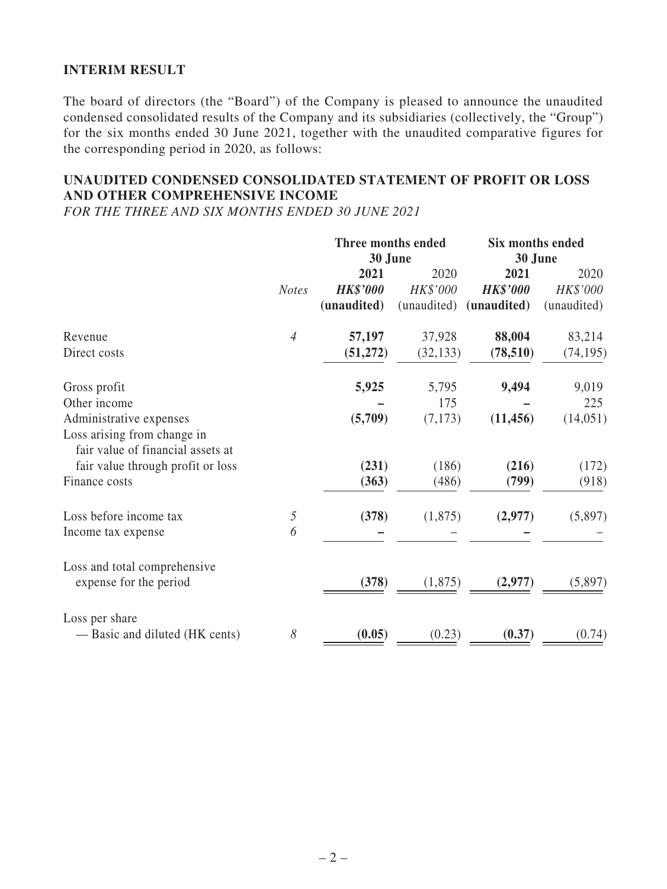## INTERIM RESULT

The board of directors (the "Board") of the Company is pleased to announce the unaudited condensed consolidated results of the Company and its subsidiaries (collectively, the "Group") for the six months ended 30 June 2021, together with the unaudited comparative figures for the corresponding period in 2020, as follows:

## UNAUDITED CONDENSED CONSOLIDATED STATEMENT OF PROFIT OR LOSS AND OTHER COMPREHENSIVE INCOME

*FOR THE THREE AND SIX MONTHS ENDED 30 JUNE 2021*

| | | **Three months ended 30 June** | | **Six months ended 30 June** | |
|---|---|---|---|---|---|
| | *Notes* | **2021** | 2020 | **2021** | 2020 |
| | | ***HK$'000*** | *HK$'000* | ***HK$'000*** | *HK$'000* |
| | | **(unaudited)** | (unaudited) | **(unaudited)** | (unaudited) |
| Revenue | *4* | **57,197** | 37,928 | **88,004** | 83,214 |
| Direct costs | | **(51,272)** | (32,133) | **(78,510)** | (74,195) |
| Gross profit | | **5,925** | 5,795 | **9,494** | 9,019 |
| Other income | | **–** | 175 | **–** | 225 |
| Administrative expenses | | **(5,709)** | (7,173) | **(11,456)** | (14,051) |
| Loss arising from change in fair value of financial assets at fair value through profit or loss | | **(231)** | (186) | **(216)** | (172) |
| Finance costs | | **(363)** | (486) | **(799)** | (918) |
| Loss before income tax | *5* | **(378)** | (1,875) | **(2,977)** | (5,897) |
| Income tax expense | *6* | **–** | – | **–** | – |
| Loss and total comprehensive expense for the period | | **(378)** | (1,875) | **(2,977)** | (5,897) |
| Loss per share<br>— Basic and diluted (HK cents) | *8* | **(0.05)** | (0.23) | **(0.37)** | (0.74) |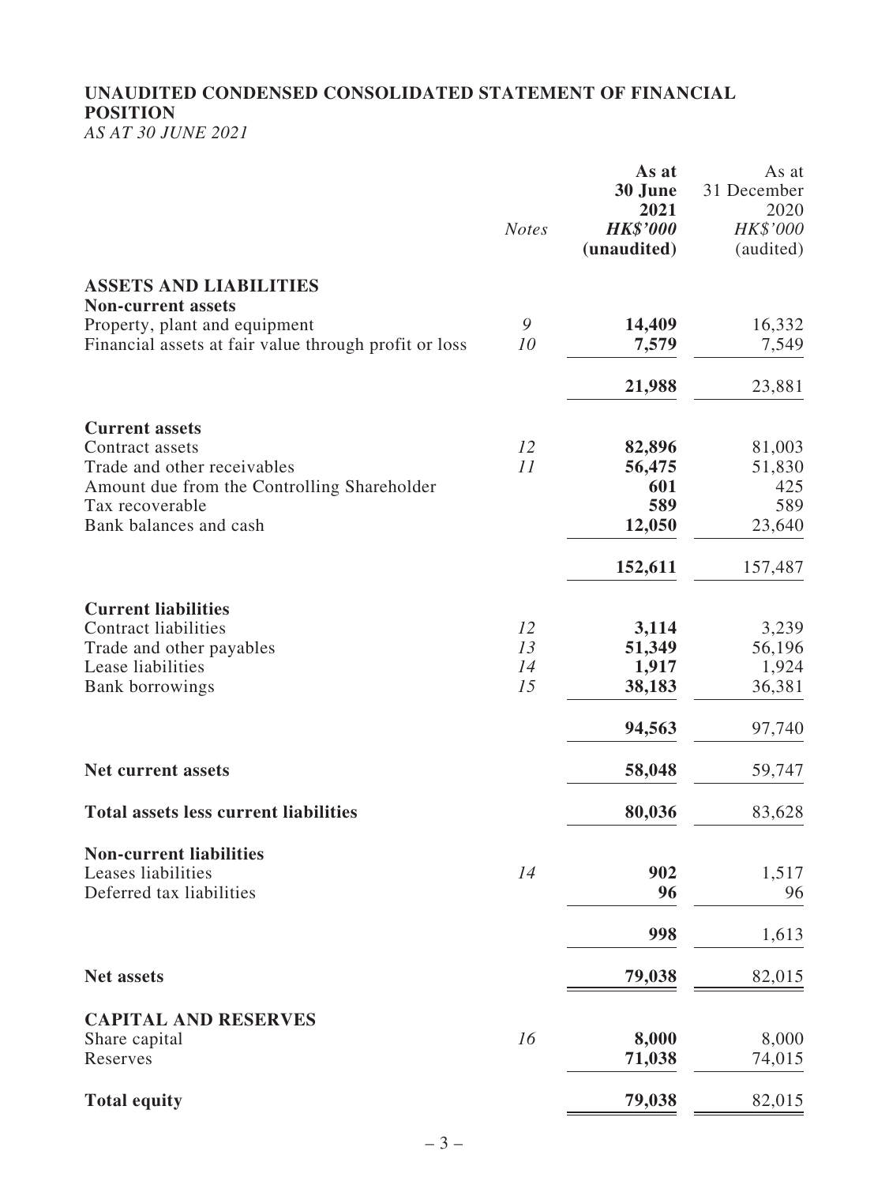# UNAUDITED CONDENSED CONSOLIDATED STATEMENT OF FINANCIAL POSITION

*AS AT 30 JUNE 2021*

| | *Notes* | **As at 30 June 2021** ***HK$'000*** **(unaudited)** | As at 31 December 2020 *HK$'000* (audited) |
|---|---|---|---|
| **ASSETS AND LIABILITIES** | | | |
| **Non-current assets** | | | |
| Property, plant and equipment | *9* | **14,409** | 16,332 |
| Financial assets at fair value through profit or loss | *10* | **7,579** | 7,549 |
| | | **21,988** | 23,881 |
| **Current assets** | | | |
| Contract assets | *12* | **82,896** | 81,003 |
| Trade and other receivables | *11* | **56,475** | 51,830 |
| Amount due from the Controlling Shareholder | | **601** | 425 |
| Tax recoverable | | **589** | 589 |
| Bank balances and cash | | **12,050** | 23,640 |
| | | **152,611** | 157,487 |
| **Current liabilities** | | | |
| Contract liabilities | *12* | **3,114** | 3,239 |
| Trade and other payables | *13* | **51,349** | 56,196 |
| Lease liabilities | *14* | **1,917** | 1,924 |
| Bank borrowings | *15* | **38,183** | 36,381 |
| | | **94,563** | 97,740 |
| **Net current assets** | | **58,048** | 59,747 |
| **Total assets less current liabilities** | | **80,036** | 83,628 |
| **Non-current liabilities** | | | |
| Leases liabilities | *14* | **902** | 1,517 |
| Deferred tax liabilities | | **96** | 96 |
| | | **998** | 1,613 |
| **Net assets** | | **79,038** | 82,015 |
| **CAPITAL AND RESERVES** | | | |
| Share capital | *16* | **8,000** | 8,000 |
| Reserves | | **71,038** | 74,015 |
| **Total equity** | | **79,038** | 82,015 |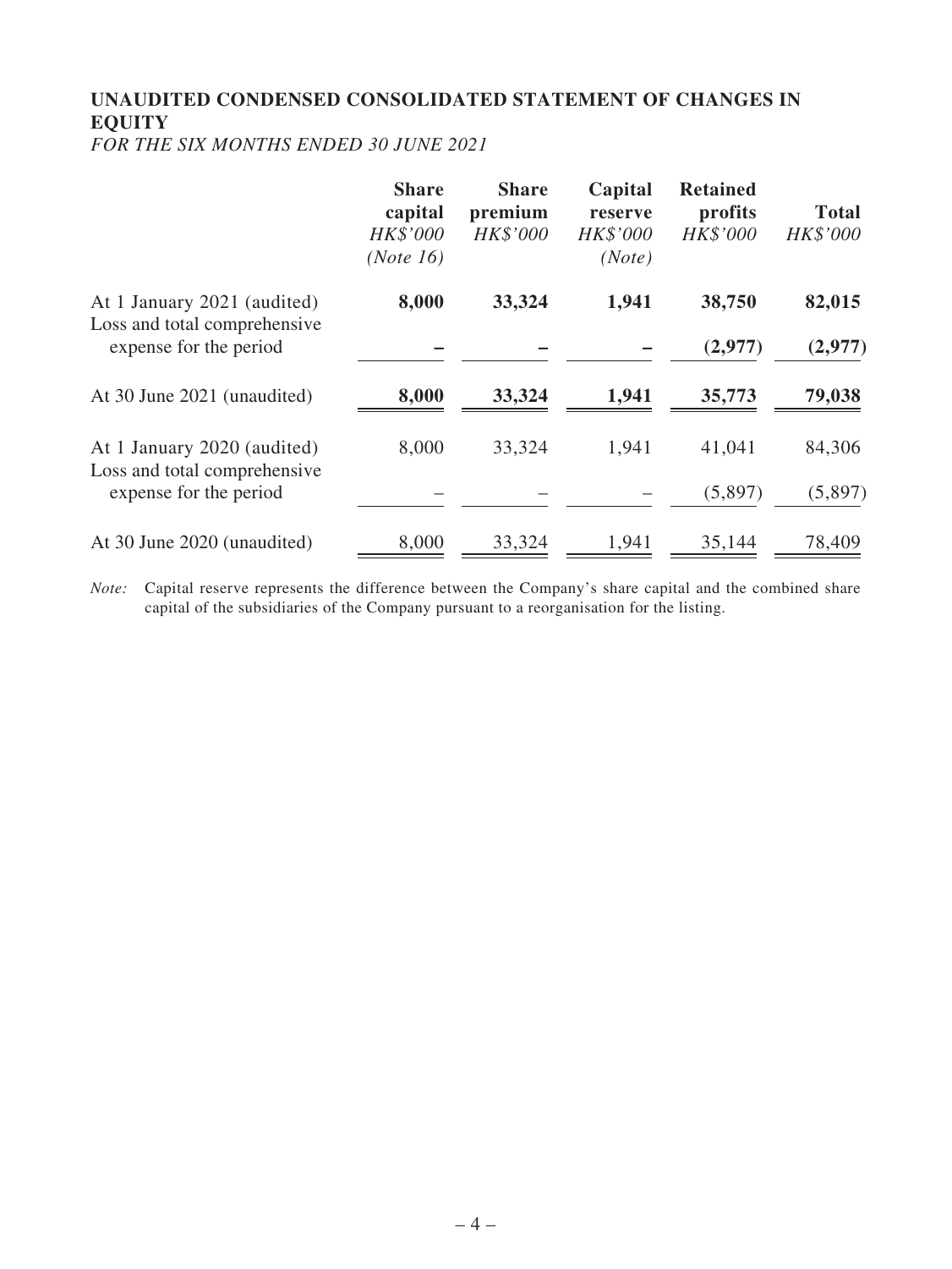## UNAUDITED CONDENSED CONSOLIDATED STATEMENT OF CHANGES IN EQUITY

*FOR THE SIX MONTHS ENDED 30 JUNE 2021*

| | Share capital | Share premium | Capital reserve | Retained profits | Total |
|---|---|---|---|---|---|
| | *HK$'000* | *HK$'000* | *HK$'000* | *HK$'000* | *HK$'000* |
| | *(Note 16)* | | *(Note)* | | |
| At 1 January 2021 (audited) | **8,000** | **33,324** | **1,941** | **38,750** | **82,015** |
| Loss and total comprehensive expense for the period | **–** | **–** | **–** | **(2,977)** | **(2,977)** |
| At 30 June 2021 (unaudited) | **8,000** | **33,324** | **1,941** | **35,773** | **79,038** |
| At 1 January 2020 (audited) | 8,000 | 33,324 | 1,941 | 41,041 | 84,306 |
| Loss and total comprehensive expense for the period | – | – | – | (5,897) | (5,897) |
| At 30 June 2020 (unaudited) | 8,000 | 33,324 | 1,941 | 35,144 | 78,409 |

*Note:* Capital reserve represents the difference between the Company's share capital and the combined share capital of the subsidiaries of the Company pursuant to a reorganisation for the listing.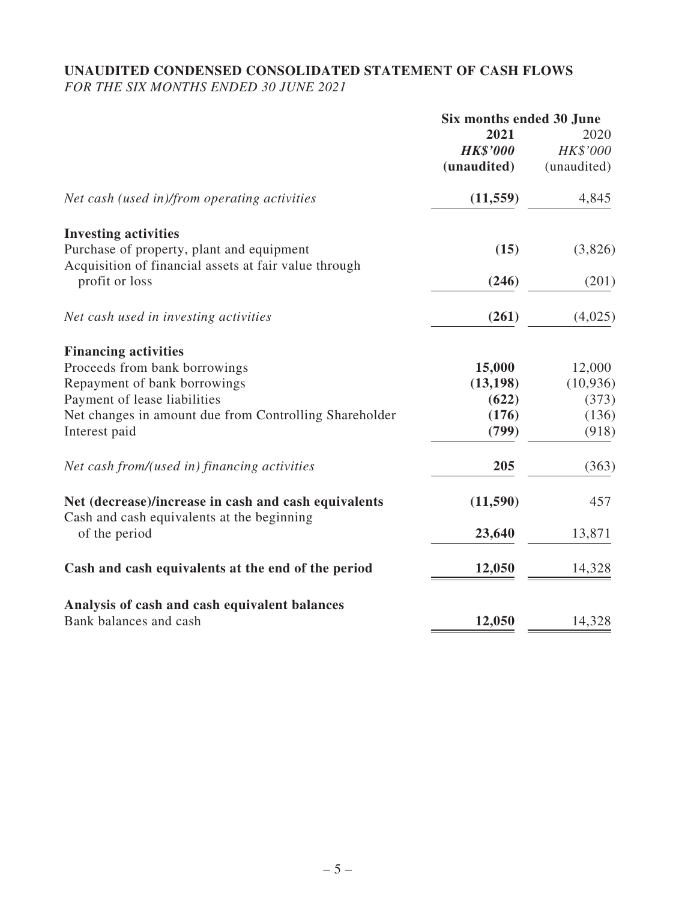**UNAUDITED CONDENSED CONSOLIDATED STATEMENT OF CASH FLOWS**
*FOR THE SIX MONTHS ENDED 30 JUNE 2021*

| | Six months ended 30 June | |
|---|---|---|
| | **2021** | 2020 |
| | ***HK$'000*** | *HK$'000* |
| | **(unaudited)** | (unaudited) |
| *Net cash (used in)/from operating activities* | **(11,559)** | 4,845 |
| **Investing activities** | | |
| Purchase of property, plant and equipment | **(15)** | (3,826) |
| Acquisition of financial assets at fair value through profit or loss | **(246)** | (201) |
| *Net cash used in investing activities* | **(261)** | (4,025) |
| **Financing activities** | | |
| Proceeds from bank borrowings | **15,000** | 12,000 |
| Repayment of bank borrowings | **(13,198)** | (10,936) |
| Payment of lease liabilities | **(622)** | (373) |
| Net changes in amount due from Controlling Shareholder | **(176)** | (136) |
| Interest paid | **(799)** | (918) |
| *Net cash from/(used in) financing activities* | **205** | (363) |
| **Net (decrease)/increase in cash and cash equivalents** | **(11,590)** | 457 |
| Cash and cash equivalents at the beginning of the period | **23,640** | 13,871 |
| **Cash and cash equivalents at the end of the period** | **12,050** | 14,328 |
| **Analysis of cash and cash equivalent balances** | | |
| Bank balances and cash | **12,050** | 14,328 |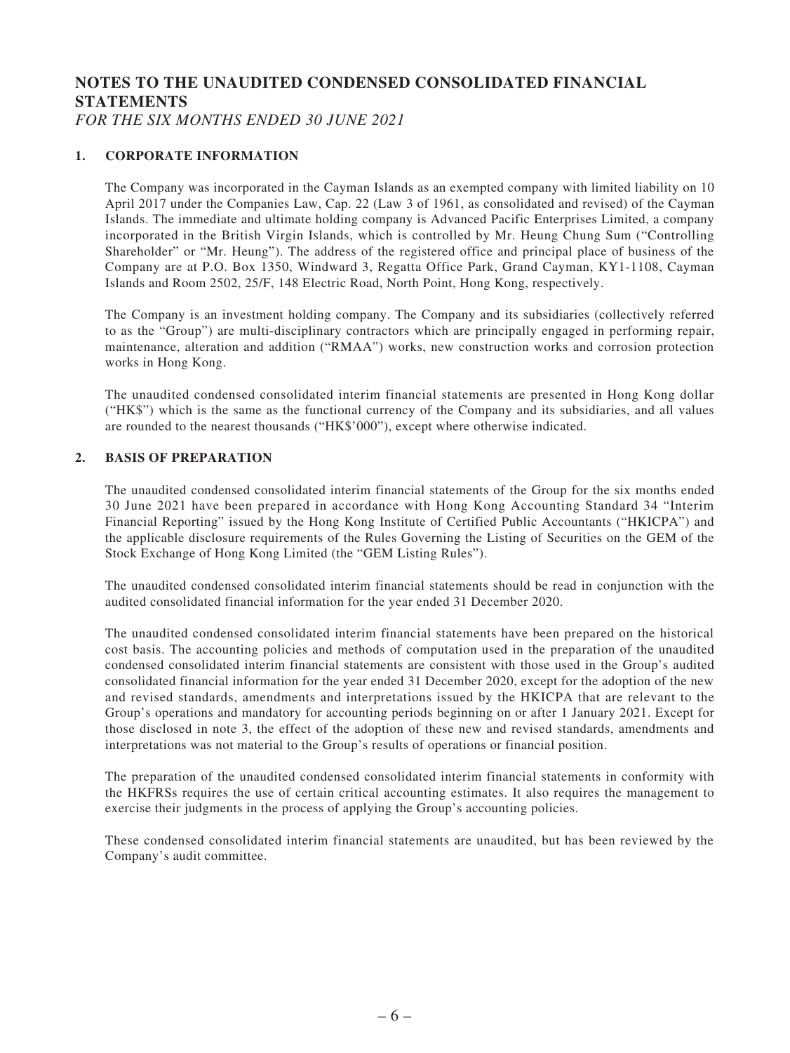# NOTES TO THE UNAUDITED CONDENSED CONSOLIDATED FINANCIAL STATEMENTS

*FOR THE SIX MONTHS ENDED 30 JUNE 2021*

## 1. CORPORATE INFORMATION

The Company was incorporated in the Cayman Islands as an exempted company with limited liability on 10 April 2017 under the Companies Law, Cap. 22 (Law 3 of 1961, as consolidated and revised) of the Cayman Islands. The immediate and ultimate holding company is Advanced Pacific Enterprises Limited, a company incorporated in the British Virgin Islands, which is controlled by Mr. Heung Chung Sum ("Controlling Shareholder" or "Mr. Heung"). The address of the registered office and principal place of business of the Company are at P.O. Box 1350, Windward 3, Regatta Office Park, Grand Cayman, KY1-1108, Cayman Islands and Room 2502, 25/F, 148 Electric Road, North Point, Hong Kong, respectively.

The Company is an investment holding company. The Company and its subsidiaries (collectively referred to as the "Group") are multi-disciplinary contractors which are principally engaged in performing repair, maintenance, alteration and addition ("RMAA") works, new construction works and corrosion protection works in Hong Kong.

The unaudited condensed consolidated interim financial statements are presented in Hong Kong dollar ("HK$") which is the same as the functional currency of the Company and its subsidiaries, and all values are rounded to the nearest thousands ("HK$'000"), except where otherwise indicated.

## 2. BASIS OF PREPARATION

The unaudited condensed consolidated interim financial statements of the Group for the six months ended 30 June 2021 have been prepared in accordance with Hong Kong Accounting Standard 34 "Interim Financial Reporting" issued by the Hong Kong Institute of Certified Public Accountants ("HKICPA") and the applicable disclosure requirements of the Rules Governing the Listing of Securities on the GEM of the Stock Exchange of Hong Kong Limited (the "GEM Listing Rules").

The unaudited condensed consolidated interim financial statements should be read in conjunction with the audited consolidated financial information for the year ended 31 December 2020.

The unaudited condensed consolidated interim financial statements have been prepared on the historical cost basis. The accounting policies and methods of computation used in the preparation of the unaudited condensed consolidated interim financial statements are consistent with those used in the Group's audited consolidated financial information for the year ended 31 December 2020, except for the adoption of the new and revised standards, amendments and interpretations issued by the HKICPA that are relevant to the Group's operations and mandatory for accounting periods beginning on or after 1 January 2021. Except for those disclosed in note 3, the effect of the adoption of these new and revised standards, amendments and interpretations was not material to the Group's results of operations or financial position.

The preparation of the unaudited condensed consolidated interim financial statements in conformity with the HKFRSs requires the use of certain critical accounting estimates. It also requires the management to exercise their judgments in the process of applying the Group's accounting policies.

These condensed consolidated interim financial statements are unaudited, but has been reviewed by the Company's audit committee.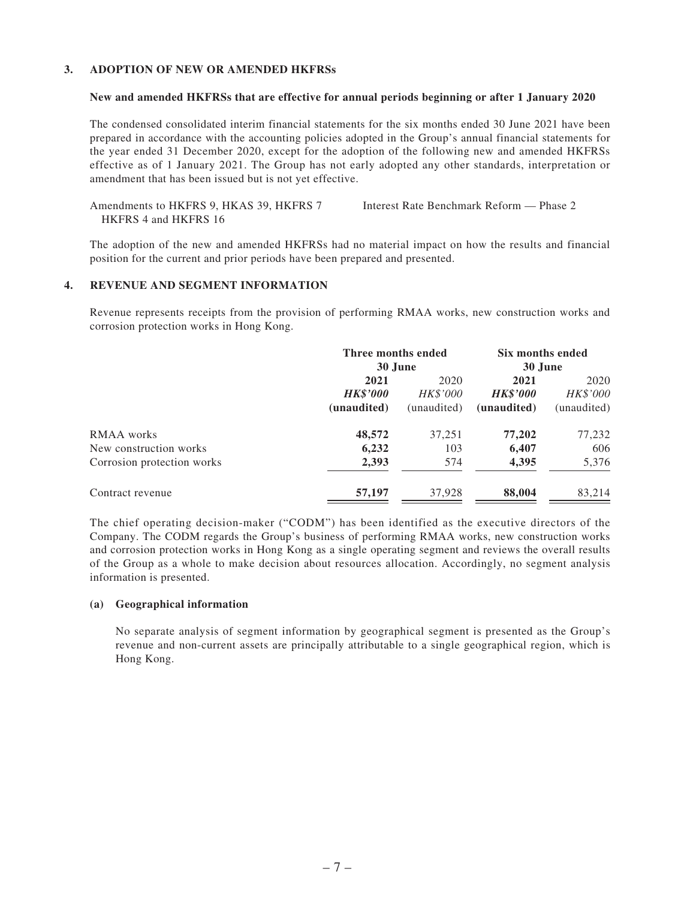## 3. ADOPTION OF NEW OR AMENDED HKFRSs

### New and amended HKFRSs that are effective for annual periods beginning or after 1 January 2020

The condensed consolidated interim financial statements for the six months ended 30 June 2021 have been prepared in accordance with the accounting policies adopted in the Group's annual financial statements for the year ended 31 December 2020, except for the adoption of the following new and amended HKFRSs effective as of 1 January 2021. The Group has not early adopted any other standards, interpretation or amendment that has been issued but is not yet effective.

| | |
|---|---|
| Amendments to HKFRS 9, HKAS 39, HKFRS 7 HKFRS 4 and HKFRS 16 | Interest Rate Benchmark Reform — Phase 2 |

The adoption of the new and amended HKFRSs had no material impact on how the results and financial position for the current and prior periods have been prepared and presented.

## 4. REVENUE AND SEGMENT INFORMATION

Revenue represents receipts from the provision of performing RMAA works, new construction works and corrosion protection works in Hong Kong.

| | **Three months ended 30 June** | | **Six months ended 30 June** | |
|---|---|---|---|---|
| | **2021** | 2020 | **2021** | 2020 |
| | ***HK$'000*** | *HK$'000* | ***HK$'000*** | *HK$'000* |
| | **(unaudited)** | (unaudited) | **(unaudited)** | (unaudited) |
| RMAA works | **48,572** | 37,251 | **77,202** | 77,232 |
| New construction works | **6,232** | 103 | **6,407** | 606 |
| Corrosion protection works | **2,393** | 574 | **4,395** | 5,376 |
| Contract revenue | **57,197** | 37,928 | **88,004** | 83,214 |

The chief operating decision-maker ("CODM") has been identified as the executive directors of the Company. The CODM regards the Group's business of performing RMAA works, new construction works and corrosion protection works in Hong Kong as a single operating segment and reviews the overall results of the Group as a whole to make decision about resources allocation. Accordingly, no segment analysis information is presented.

### (a) Geographical information

No separate analysis of segment information by geographical segment is presented as the Group's revenue and non-current assets are principally attributable to a single geographical region, which is Hong Kong.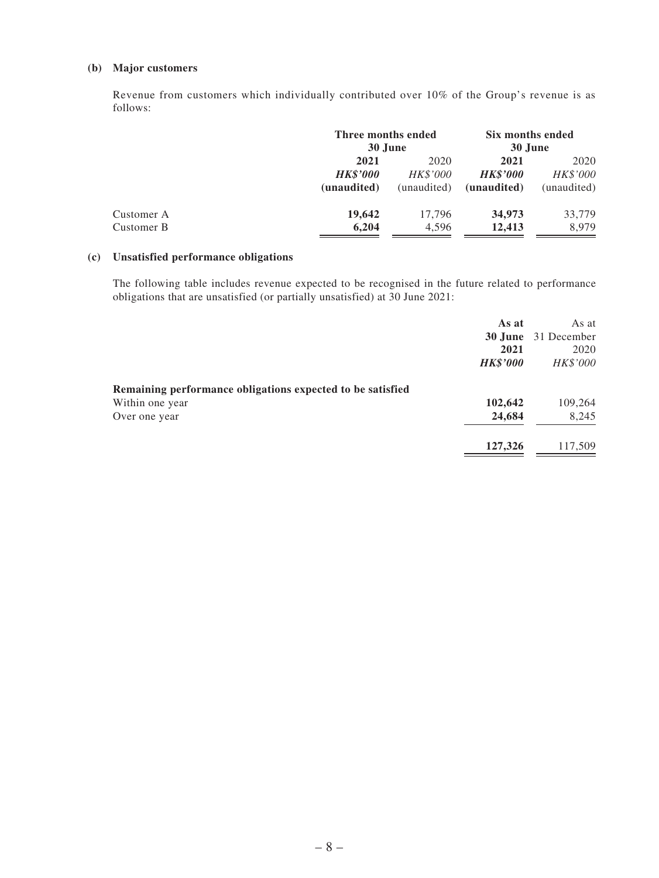**(b) Major customers**

Revenue from customers which individually contributed over 10% of the Group's revenue is as follows:

| | Three months ended 30 June | | Six months ended 30 June | |
|---|---|---|---|---|
| | **2021** | 2020 | **2021** | 2020 |
| | ***HK$'000*** | *HK$'000* | ***HK$'000*** | *HK$'000* |
| | **(unaudited)** | (unaudited) | **(unaudited)** | (unaudited) |
| Customer A | **19,642** | 17,796 | **34,973** | 33,779 |
| Customer B | **6,204** | 4,596 | **12,413** | 8,979 |

**(c) Unsatisfied performance obligations**

The following table includes revenue expected to be recognised in the future related to performance obligations that are unsatisfied (or partially unsatisfied) at 30 June 2021:

| | **As at 30 June 2021** | As at 31 December 2020 |
|---|---|---|
| | ***HK$'000*** | *HK$'000* |
| **Remaining performance obligations expected to be satisfied** | | |
| Within one year | **102,642** | 109,264 |
| Over one year | **24,684** | 8,245 |
| | **127,326** | 117,509 |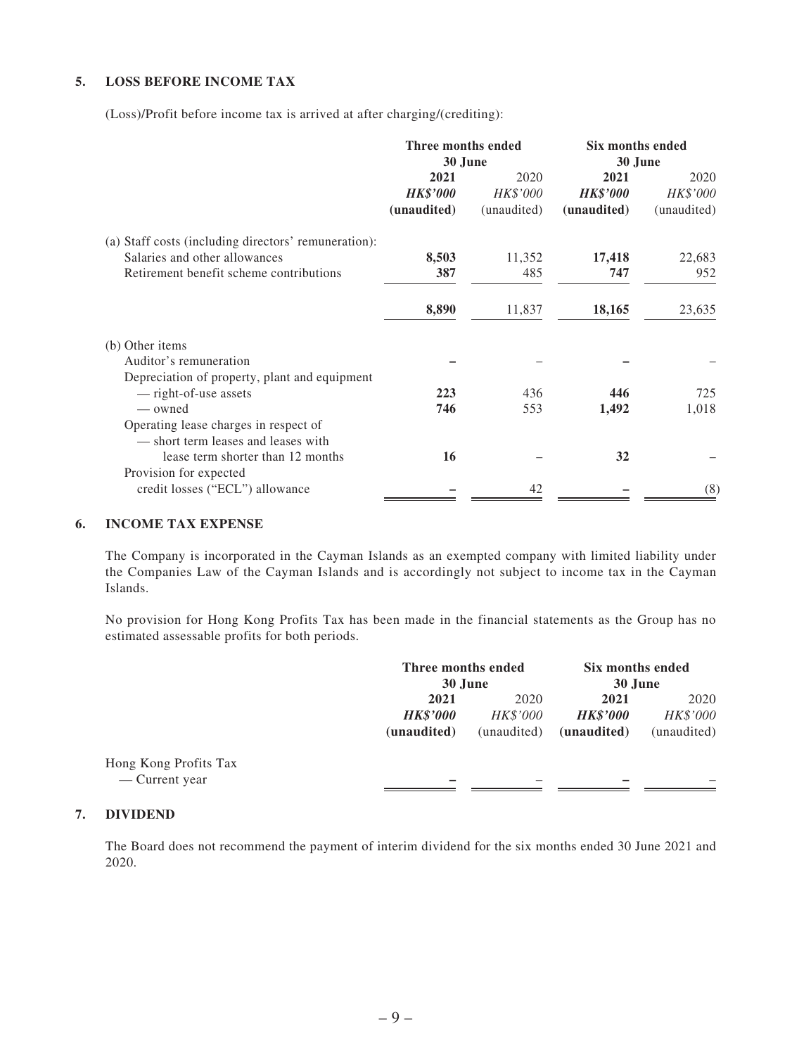## 5. LOSS BEFORE INCOME TAX

(Loss)/Profit before income tax is arrived at after charging/(crediting):

| | Three months ended 30 June | | Six months ended 30 June | |
|---|---|---|---|---|
| | **2021** | 2020 | **2021** | 2020 |
| | ***HK$'000*** | *HK$'000* | ***HK$'000*** | *HK$'000* |
| | **(unaudited)** | (unaudited) | **(unaudited)** | (unaudited) |
| (a) Staff costs (including directors' remuneration): | | | | |
| Salaries and other allowances | **8,503** | 11,352 | **17,418** | 22,683 |
| Retirement benefit scheme contributions | **387** | 485 | **747** | 952 |
| | **8,890** | 11,837 | **18,165** | 23,635 |
| (b) Other items | | | | |
| Auditor's remuneration | **–** | – | **–** | – |
| Depreciation of property, plant and equipment | | | | |
| — right-of-use assets | **223** | 436 | **446** | 725 |
| — owned | **746** | 553 | **1,492** | 1,018 |
| Operating lease charges in respect of — short term leases and leases with lease term shorter than 12 months | **16** | – | **32** | – |
| Provision for expected credit losses ("ECL") allowance | **–** | 42 | **–** | (8) |

## 6. INCOME TAX EXPENSE

The Company is incorporated in the Cayman Islands as an exempted company with limited liability under the Companies Law of the Cayman Islands and is accordingly not subject to income tax in the Cayman Islands.

No provision for Hong Kong Profits Tax has been made in the financial statements as the Group has no estimated assessable profits for both periods.

| | Three months ended 30 June | | Six months ended 30 June | |
|---|---|---|---|---|
| | **2021** | 2020 | **2021** | 2020 |
| | ***HK$'000*** | *HK$'000* | ***HK$'000*** | *HK$'000* |
| | **(unaudited)** | (unaudited) | **(unaudited)** | (unaudited) |
| Hong Kong Profits Tax | | | | |
| — Current year | **–** | – | **–** | – |

## 7. DIVIDEND

The Board does not recommend the payment of interim dividend for the six months ended 30 June 2021 and 2020.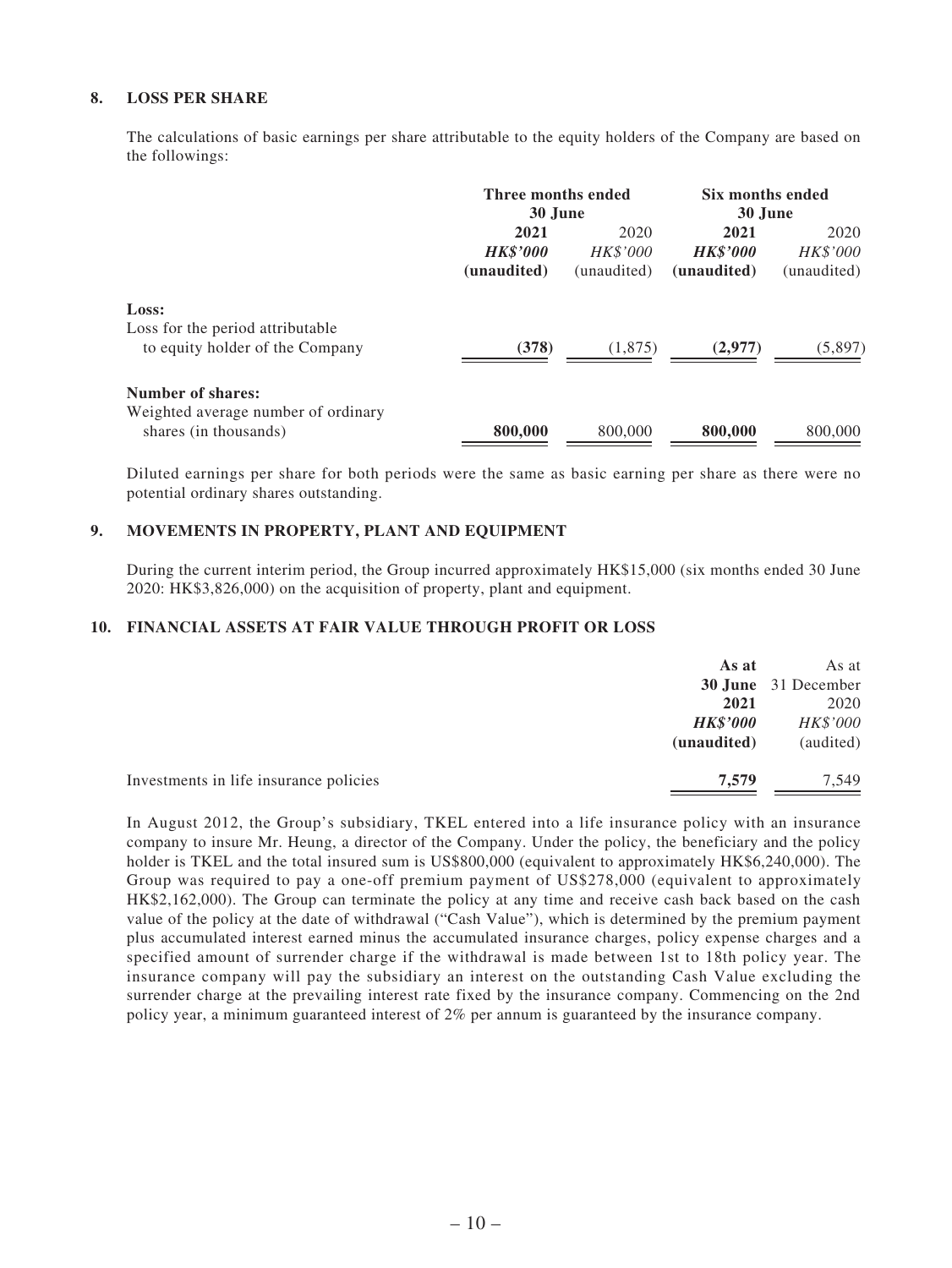## 8. LOSS PER SHARE

The calculations of basic earnings per share attributable to the equity holders of the Company are based on the followings:

| | Three months ended 30 June | | Six months ended 30 June | |
|---|---|---|---|---|
| | **2021** | 2020 | **2021** | 2020 |
| | ***HK$'000*** | *HK$'000* | ***HK$'000*** | *HK$'000* |
| | **(unaudited)** | (unaudited) | **(unaudited)** | (unaudited) |
| **Loss:** | | | | |
| Loss for the period attributable to equity holder of the Company | **(378)** | (1,875) | **(2,977)** | (5,897) |
| **Number of shares:** | | | | |
| Weighted average number of ordinary shares (in thousands) | **800,000** | 800,000 | **800,000** | 800,000 |

Diluted earnings per share for both periods were the same as basic earning per share as there were no potential ordinary shares outstanding.

## 9. MOVEMENTS IN PROPERTY, PLANT AND EQUIPMENT

During the current interim period, the Group incurred approximately HK$15,000 (six months ended 30 June 2020: HK$3,826,000) on the acquisition of property, plant and equipment.

## 10. FINANCIAL ASSETS AT FAIR VALUE THROUGH PROFIT OR LOSS

| | **As at 30 June 2021** | As at 31 December 2020 |
|---|---|---|
| | ***HK$'000*** | *HK$'000* |
| | **(unaudited)** | (audited) |
| Investments in life insurance policies | **7,579** | 7,549 |

In August 2012, the Group's subsidiary, TKEL entered into a life insurance policy with an insurance company to insure Mr. Heung, a director of the Company. Under the policy, the beneficiary and the policy holder is TKEL and the total insured sum is US$800,000 (equivalent to approximately HK$6,240,000). The Group was required to pay a one-off premium payment of US$278,000 (equivalent to approximately HK$2,162,000). The Group can terminate the policy at any time and receive cash back based on the cash value of the policy at the date of withdrawal ("Cash Value"), which is determined by the premium payment plus accumulated interest earned minus the accumulated insurance charges, policy expense charges and a specified amount of surrender charge if the withdrawal is made between 1st to 18th policy year. The insurance company will pay the subsidiary an interest on the outstanding Cash Value excluding the surrender charge at the prevailing interest rate fixed by the insurance company. Commencing on the 2nd policy year, a minimum guaranteed interest of 2% per annum is guaranteed by the insurance company.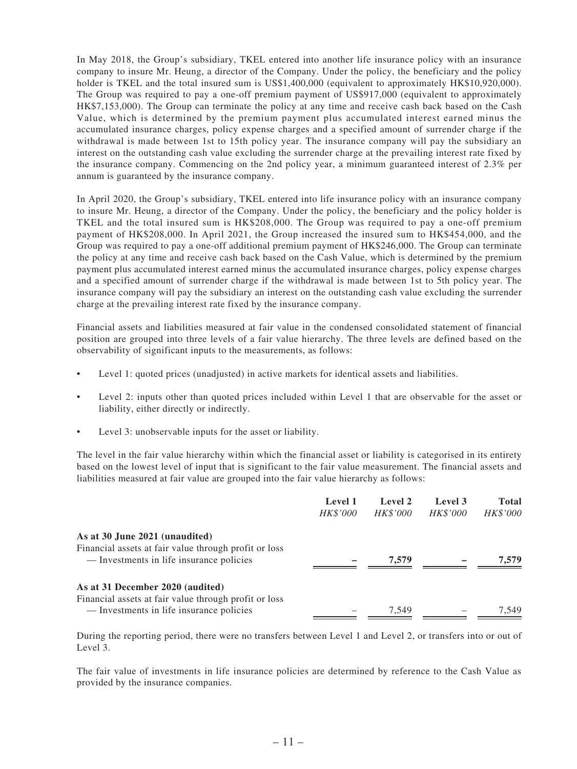In May 2018, the Group's subsidiary, TKEL entered into another life insurance policy with an insurance company to insure Mr. Heung, a director of the Company. Under the policy, the beneficiary and the policy holder is TKEL and the total insured sum is US$1,400,000 (equivalent to approximately HK$10,920,000). The Group was required to pay a one-off premium payment of US$917,000 (equivalent to approximately HK$7,153,000). The Group can terminate the policy at any time and receive cash back based on the Cash Value, which is determined by the premium payment plus accumulated interest earned minus the accumulated insurance charges, policy expense charges and a specified amount of surrender charge if the withdrawal is made between 1st to 15th policy year. The insurance company will pay the subsidiary an interest on the outstanding cash value excluding the surrender charge at the prevailing interest rate fixed by the insurance company. Commencing on the 2nd policy year, a minimum guaranteed interest of 2.3% per annum is guaranteed by the insurance company.

In April 2020, the Group's subsidiary, TKEL entered into life insurance policy with an insurance company to insure Mr. Heung, a director of the Company. Under the policy, the beneficiary and the policy holder is TKEL and the total insured sum is HK$208,000. The Group was required to pay a one-off premium payment of HK$208,000. In April 2021, the Group increased the insured sum to HK$454,000, and the Group was required to pay a one-off additional premium payment of HK$246,000. The Group can terminate the policy at any time and receive cash back based on the Cash Value, which is determined by the premium payment plus accumulated interest earned minus the accumulated insurance charges, policy expense charges and a specified amount of surrender charge if the withdrawal is made between 1st to 5th policy year. The insurance company will pay the subsidiary an interest on the outstanding cash value excluding the surrender charge at the prevailing interest rate fixed by the insurance company.

Financial assets and liabilities measured at fair value in the condensed consolidated statement of financial position are grouped into three levels of a fair value hierarchy. The three levels are defined based on the observability of significant inputs to the measurements, as follows:

- Level 1: quoted prices (unadjusted) in active markets for identical assets and liabilities.
- Level 2: inputs other than quoted prices included within Level 1 that are observable for the asset or liability, either directly or indirectly.
- Level 3: unobservable inputs for the asset or liability.

The level in the fair value hierarchy within which the financial asset or liability is categorised in its entirety based on the lowest level of input that is significant to the fair value measurement. The financial assets and liabilities measured at fair value are grouped into the fair value hierarchy as follows:

| | **Level 1** | **Level 2** | **Level 3** | **Total** |
|---|---|---|---|---|
| | *HK$'000* | *HK$'000* | *HK$'000* | *HK$'000* |
| **As at 30 June 2021 (unaudited)** | | | | |
| Financial assets at fair value through profit or loss | | | | |
| — Investments in life insurance policies | **–** | **7,579** | **–** | **7,579** |
| **As at 31 December 2020 (audited)** | | | | |
| Financial assets at fair value through profit or loss | | | | |
| — Investments in life insurance policies | – | 7,549 | – | 7,549 |

During the reporting period, there were no transfers between Level 1 and Level 2, or transfers into or out of Level 3.

The fair value of investments in life insurance policies are determined by reference to the Cash Value as provided by the insurance companies.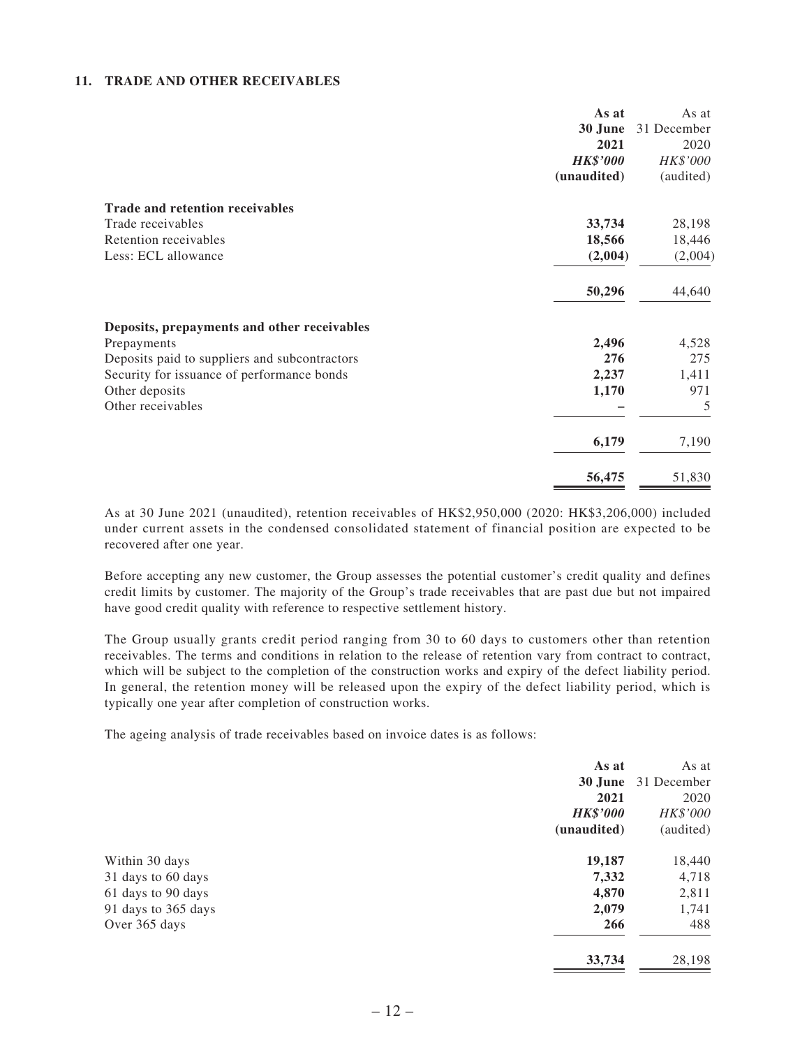## 11. TRADE AND OTHER RECEIVABLES

| | As at 30 June 2021 HK$'000 (unaudited) | As at 31 December 2020 HK$'000 (audited) |
|---|---|---|
| **Trade and retention receivables** | | |
| Trade receivables | **33,734** | 28,198 |
| Retention receivables | **18,566** | 18,446 |
| Less: ECL allowance | **(2,004)** | (2,004) |
| | **50,296** | 44,640 |
| **Deposits, prepayments and other receivables** | | |
| Prepayments | **2,496** | 4,528 |
| Deposits paid to suppliers and subcontractors | **276** | 275 |
| Security for issuance of performance bonds | **2,237** | 1,411 |
| Other deposits | **1,170** | 971 |
| Other receivables | **–** | 5 |
| | **6,179** | 7,190 |
| | **56,475** | 51,830 |

As at 30 June 2021 (unaudited), retention receivables of HK$2,950,000 (2020: HK$3,206,000) included under current assets in the condensed consolidated statement of financial position are expected to be recovered after one year.

Before accepting any new customer, the Group assesses the potential customer's credit quality and defines credit limits by customer. The majority of the Group's trade receivables that are past due but not impaired have good credit quality with reference to respective settlement history.

The Group usually grants credit period ranging from 30 to 60 days to customers other than retention receivables. The terms and conditions in relation to the release of retention vary from contract to contract, which will be subject to the completion of the construction works and expiry of the defect liability period. In general, the retention money will be released upon the expiry of the defect liability period, which is typically one year after completion of construction works.

The ageing analysis of trade receivables based on invoice dates is as follows:

| | As at 30 June 2021 HK$'000 (unaudited) | As at 31 December 2020 HK$'000 (audited) |
|---|---|---|
| Within 30 days | **19,187** | 18,440 |
| 31 days to 60 days | **7,332** | 4,718 |
| 61 days to 90 days | **4,870** | 2,811 |
| 91 days to 365 days | **2,079** | 1,741 |
| Over 365 days | **266** | 488 |
| | **33,734** | 28,198 |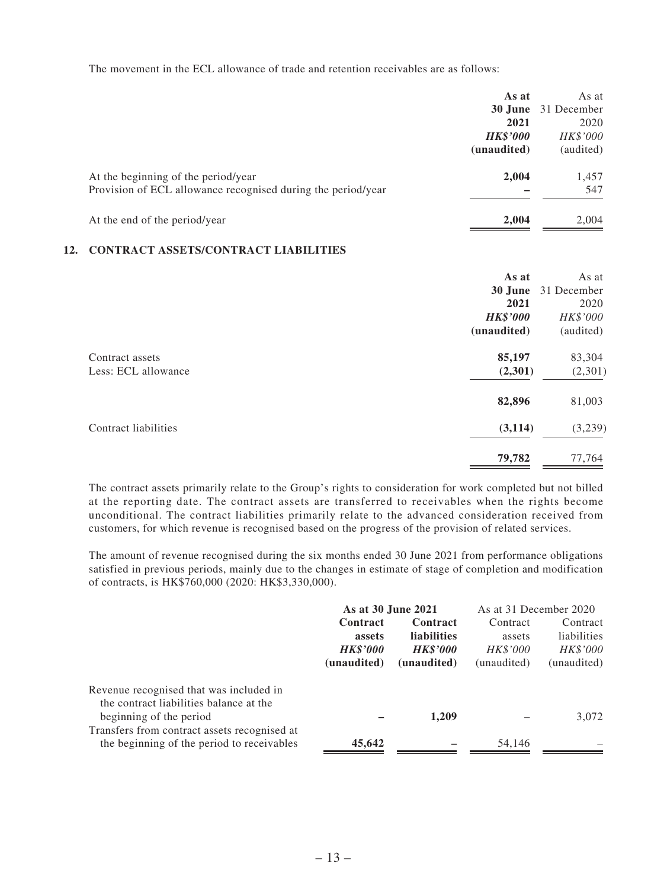The movement in the ECL allowance of trade and retention receivables are as follows:

| | As at 30 June 2021 | As at 31 December 2020 |
|---|---|---|
| | ***HK$'000*** | *HK$'000* |
| | **(unaudited)** | (audited) |
| At the beginning of the period/year | **2,004** | 1,457 |
| Provision of ECL allowance recognised during the period/year | **–** | 547 |
| At the end of the period/year | **2,004** | 2,004 |

## 12. CONTRACT ASSETS/CONTRACT LIABILITIES

| | As at 30 June 2021 | As at 31 December 2020 |
|---|---|---|
| | ***HK$'000*** | *HK$'000* |
| | **(unaudited)** | (audited) |
| Contract assets | **85,197** | 83,304 |
| Less: ECL allowance | **(2,301)** | (2,301) |
| | **82,896** | 81,003 |
| Contract liabilities | **(3,114)** | (3,239) |
| | **79,782** | 77,764 |

The contract assets primarily relate to the Group's rights to consideration for work completed but not billed at the reporting date. The contract assets are transferred to receivables when the rights become unconditional. The contract liabilities primarily relate to the advanced consideration received from customers, for which revenue is recognised based on the progress of the provision of related services.

The amount of revenue recognised during the six months ended 30 June 2021 from performance obligations satisfied in previous periods, mainly due to the changes in estimate of stage of completion and modification of contracts, is HK$760,000 (2020: HK$3,330,000).

| | **As at 30 June 2021** | | As at 31 December 2020 | |
|---|---|---|---|---|
| | **Contract assets** | **Contract liabilities** | Contract assets | Contract liabilities |
| | ***HK$'000*** | ***HK$'000*** | *HK$'000* | *HK$'000* |
| | **(unaudited)** | **(unaudited)** | (unaudited) | (unaudited) |
| Revenue recognised that was included in the contract liabilities balance at the beginning of the period | **–** | **1,209** | – | 3,072 |
| Transfers from contract assets recognised at the beginning of the period to receivables | **45,642** | **–** | 54,146 | – |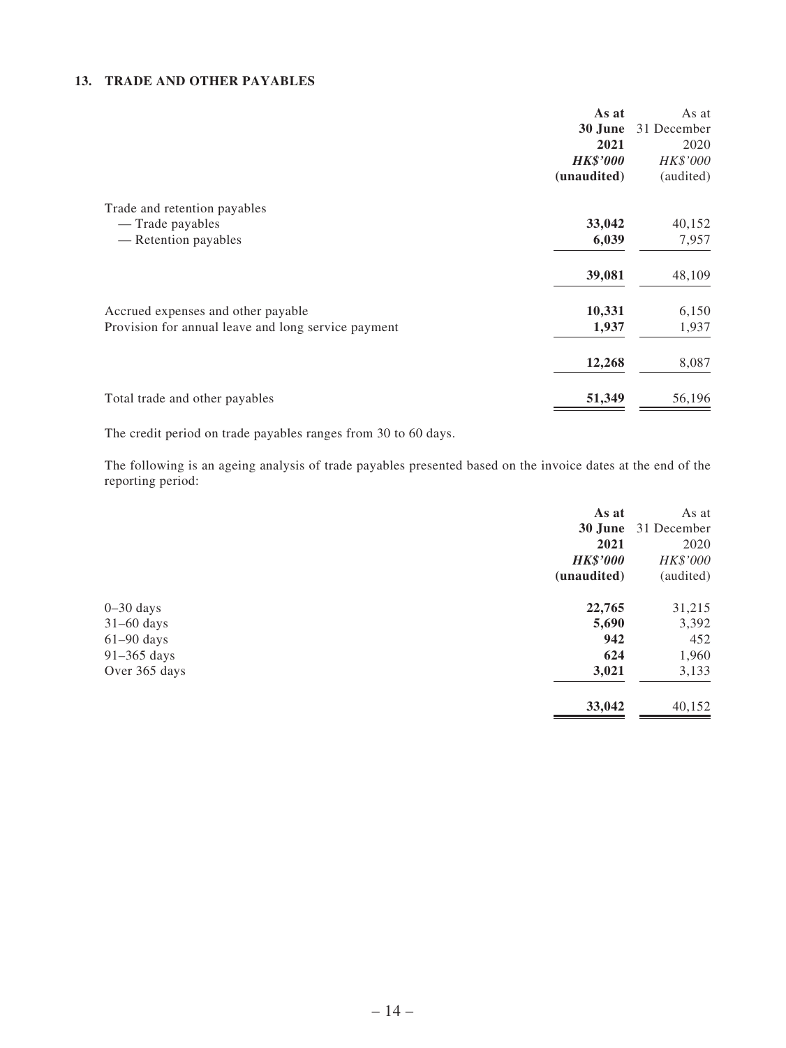### 13. TRADE AND OTHER PAYABLES

| | As at 30 June 2021 *HK$'000* (unaudited) | As at 31 December 2020 *HK$'000* (audited) |
|---|---|---|
| Trade and retention payables | | |
| — Trade payables | **33,042** | 40,152 |
| — Retention payables | **6,039** | 7,957 |
| | **39,081** | 48,109 |
| Accrued expenses and other payable | **10,331** | 6,150 |
| Provision for annual leave and long service payment | **1,937** | 1,937 |
| | **12,268** | 8,087 |
| Total trade and other payables | **51,349** | 56,196 |

The credit period on trade payables ranges from 30 to 60 days.

The following is an ageing analysis of trade payables presented based on the invoice dates at the end of the reporting period:

| | As at 30 June 2021 *HK$'000* (unaudited) | As at 31 December 2020 *HK$'000* (audited) |
|---|---|---|
| 0–30 days | **22,765** | 31,215 |
| 31–60 days | **5,690** | 3,392 |
| 61–90 days | **942** | 452 |
| 91–365 days | **624** | 1,960 |
| Over 365 days | **3,021** | 3,133 |
| | **33,042** | 40,152 |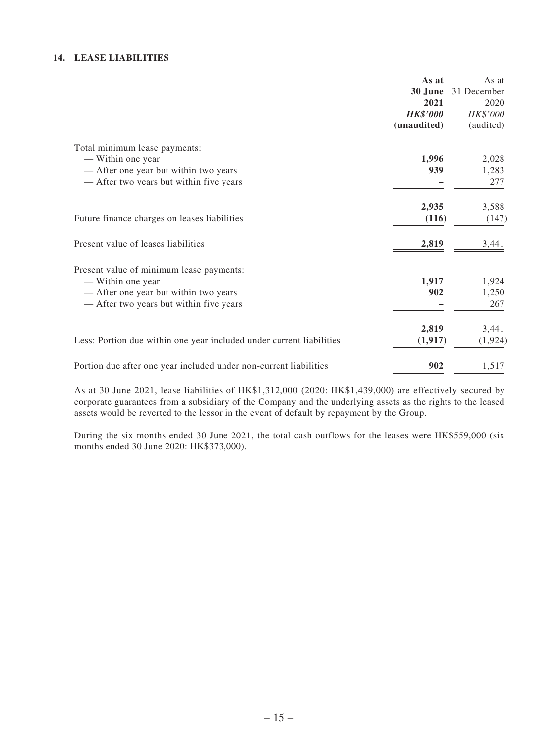### 14. LEASE LIABILITIES

| | As at 30 June 2021 *HK$'000* (unaudited) | As at 31 December 2020 *HK$'000* (audited) |
|---|---|---|
| Total minimum lease payments: | | |
| — Within one year | **1,996** | 2,028 |
| — After one year but within two years | **939** | 1,283 |
| — After two years but within five years | **–** | 277 |
| | **2,935** | 3,588 |
| Future finance charges on leases liabilities | **(116)** | (147) |
| Present value of leases liabilities | **2,819** | 3,441 |
| Present value of minimum lease payments: | | |
| — Within one year | **1,917** | 1,924 |
| — After one year but within two years | **902** | 1,250 |
| — After two years but within five years | **–** | 267 |
| | **2,819** | 3,441 |
| Less: Portion due within one year included under current liabilities | **(1,917)** | (1,924) |
| Portion due after one year included under non-current liabilities | **902** | 1,517 |

As at 30 June 2021, lease liabilities of HK$1,312,000 (2020: HK$1,439,000) are effectively secured by corporate guarantees from a subsidiary of the Company and the underlying assets as the rights to the leased assets would be reverted to the lessor in the event of default by repayment by the Group.

During the six months ended 30 June 2021, the total cash outflows for the leases were HK$559,000 (six months ended 30 June 2020: HK$373,000).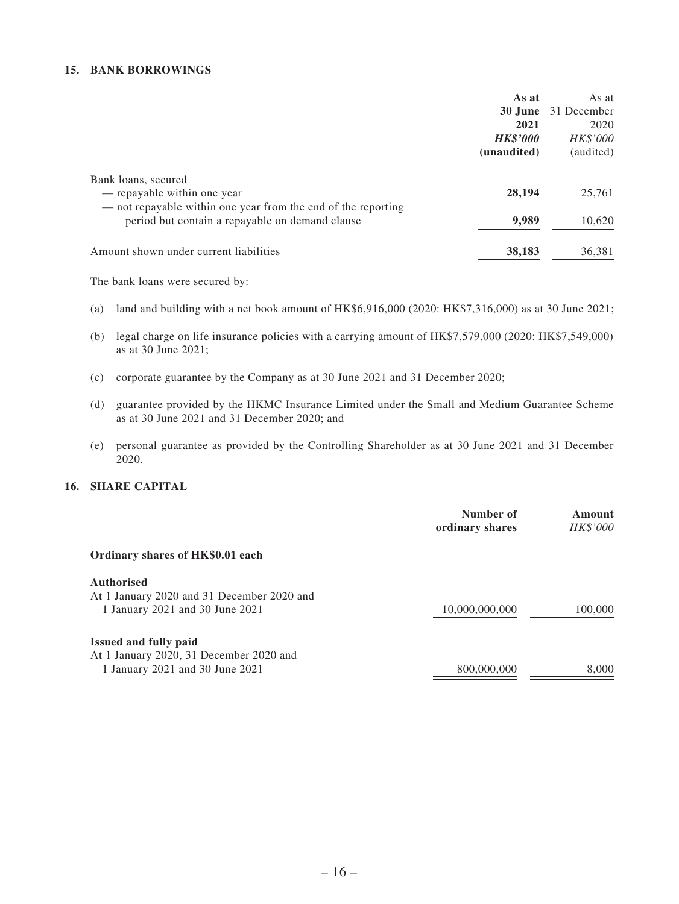## 15. BANK BORROWINGS

| | As at 30 June 2021 *HK$'000* (unaudited) | As at 31 December 2020 *HK$'000* (audited) |
|---|---|---|
| Bank loans, secured | | |
| — repayable within one year | **28,194** | 25,761 |
| — not repayable within one year from the end of the reporting period but contain a repayable on demand clause | **9,989** | 10,620 |
| Amount shown under current liabilities | **38,183** | 36,381 |

The bank loans were secured by:

(a) land and building with a net book amount of HK$6,916,000 (2020: HK$7,316,000) as at 30 June 2021;

(b) legal charge on life insurance policies with a carrying amount of HK$7,579,000 (2020: HK$7,549,000) as at 30 June 2021;

(c) corporate guarantee by the Company as at 30 June 2021 and 31 December 2020;

(d) guarantee provided by the HKMC Insurance Limited under the Small and Medium Guarantee Scheme as at 30 June 2021 and 31 December 2020; and

(e) personal guarantee as provided by the Controlling Shareholder as at 30 June 2021 and 31 December 2020.

## 16. SHARE CAPITAL

| | Number of ordinary shares | Amount *HK$'000* |
|---|---|---|
| **Ordinary shares of HK$0.01 each** | | |
| **Authorised** | | |
| At 1 January 2020 and 31 December 2020 and 1 January 2021 and 30 June 2021 | 10,000,000,000 | 100,000 |
| **Issued and fully paid** | | |
| At 1 January 2020, 31 December 2020 and 1 January 2021 and 30 June 2021 | 800,000,000 | 8,000 |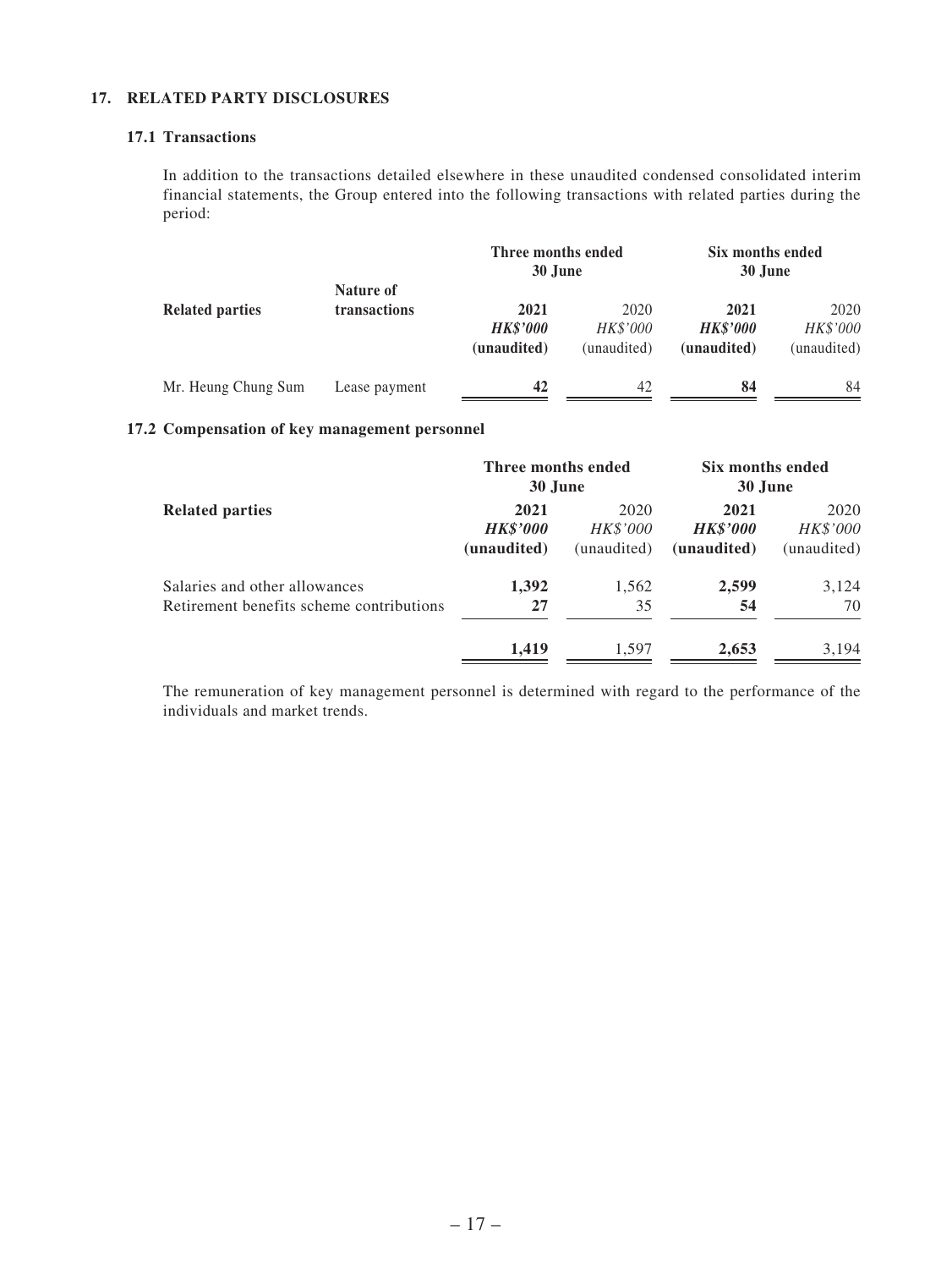## 17. RELATED PARTY DISCLOSURES

### 17.1 Transactions

In addition to the transactions detailed elsewhere in these unaudited condensed consolidated interim financial statements, the Group entered into the following transactions with related parties during the period:

| Related parties | Nature of transactions | Three months ended 30 June | | Six months ended 30 June | |
|---|---|---|---|---|---|
| | | **2021** | 2020 | **2021** | 2020 |
| | | ***HK$'000*** | *HK$'000* | ***HK$'000*** | *HK$'000* |
| | | **(unaudited)** | (unaudited) | **(unaudited)** | (unaudited) |
| Mr. Heung Chung Sum | Lease payment | **42** | 42 | **84** | 84 |

### 17.2 Compensation of key management personnel

| Related parties | Three months ended 30 June | | Six months ended 30 June | |
|---|---|---|---|---|
| | **2021** | 2020 | **2021** | 2020 |
| | ***HK$'000*** | *HK$'000* | ***HK$'000*** | *HK$'000* |
| | **(unaudited)** | (unaudited) | **(unaudited)** | (unaudited) |
| Salaries and other allowances | **1,392** | 1,562 | **2,599** | 3,124 |
| Retirement benefits scheme contributions | **27** | 35 | **54** | 70 |
| | **1,419** | 1,597 | **2,653** | 3,194 |

The remuneration of key management personnel is determined with regard to the performance of the individuals and market trends.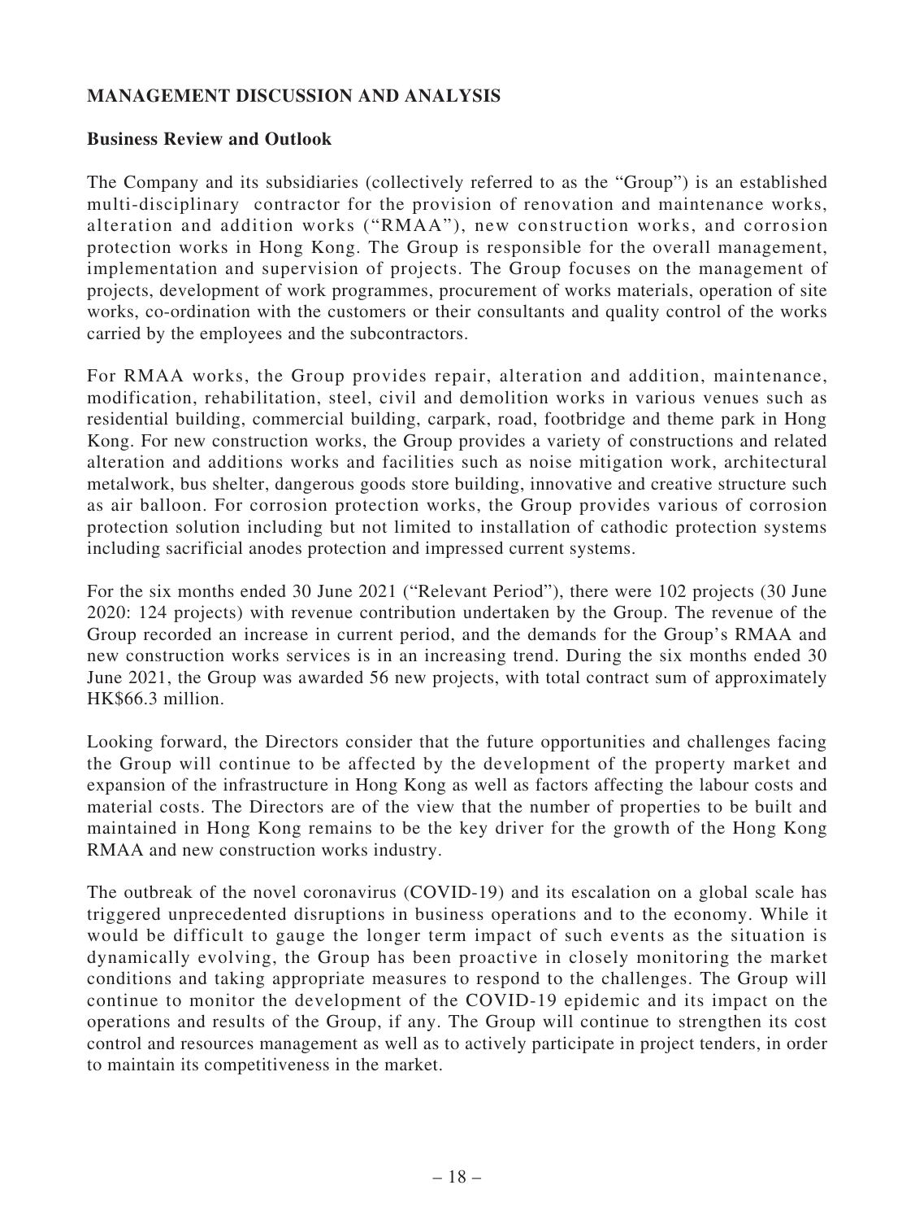## MANAGEMENT DISCUSSION AND ANALYSIS

### Business Review and Outlook

The Company and its subsidiaries (collectively referred to as the "Group") is an established multi-disciplinary contractor for the provision of renovation and maintenance works, alteration and addition works ("RMAA"), new construction works, and corrosion protection works in Hong Kong. The Group is responsible for the overall management, implementation and supervision of projects. The Group focuses on the management of projects, development of work programmes, procurement of works materials, operation of site works, co-ordination with the customers or their consultants and quality control of the works carried by the employees and the subcontractors.

For RMAA works, the Group provides repair, alteration and addition, maintenance, modification, rehabilitation, steel, civil and demolition works in various venues such as residential building, commercial building, carpark, road, footbridge and theme park in Hong Kong. For new construction works, the Group provides a variety of constructions and related alteration and additions works and facilities such as noise mitigation work, architectural metalwork, bus shelter, dangerous goods store building, innovative and creative structure such as air balloon. For corrosion protection works, the Group provides various of corrosion protection solution including but not limited to installation of cathodic protection systems including sacrificial anodes protection and impressed current systems.

For the six months ended 30 June 2021 ("Relevant Period"), there were 102 projects (30 June 2020: 124 projects) with revenue contribution undertaken by the Group. The revenue of the Group recorded an increase in current period, and the demands for the Group's RMAA and new construction works services is in an increasing trend. During the six months ended 30 June 2021, the Group was awarded 56 new projects, with total contract sum of approximately HK$66.3 million.

Looking forward, the Directors consider that the future opportunities and challenges facing the Group will continue to be affected by the development of the property market and expansion of the infrastructure in Hong Kong as well as factors affecting the labour costs and material costs. The Directors are of the view that the number of properties to be built and maintained in Hong Kong remains to be the key driver for the growth of the Hong Kong RMAA and new construction works industry.

The outbreak of the novel coronavirus (COVID-19) and its escalation on a global scale has triggered unprecedented disruptions in business operations and to the economy. While it would be difficult to gauge the longer term impact of such events as the situation is dynamically evolving, the Group has been proactive in closely monitoring the market conditions and taking appropriate measures to respond to the challenges. The Group will continue to monitor the development of the COVID-19 epidemic and its impact on the operations and results of the Group, if any. The Group will continue to strengthen its cost control and resources management as well as to actively participate in project tenders, in order to maintain its competitiveness in the market.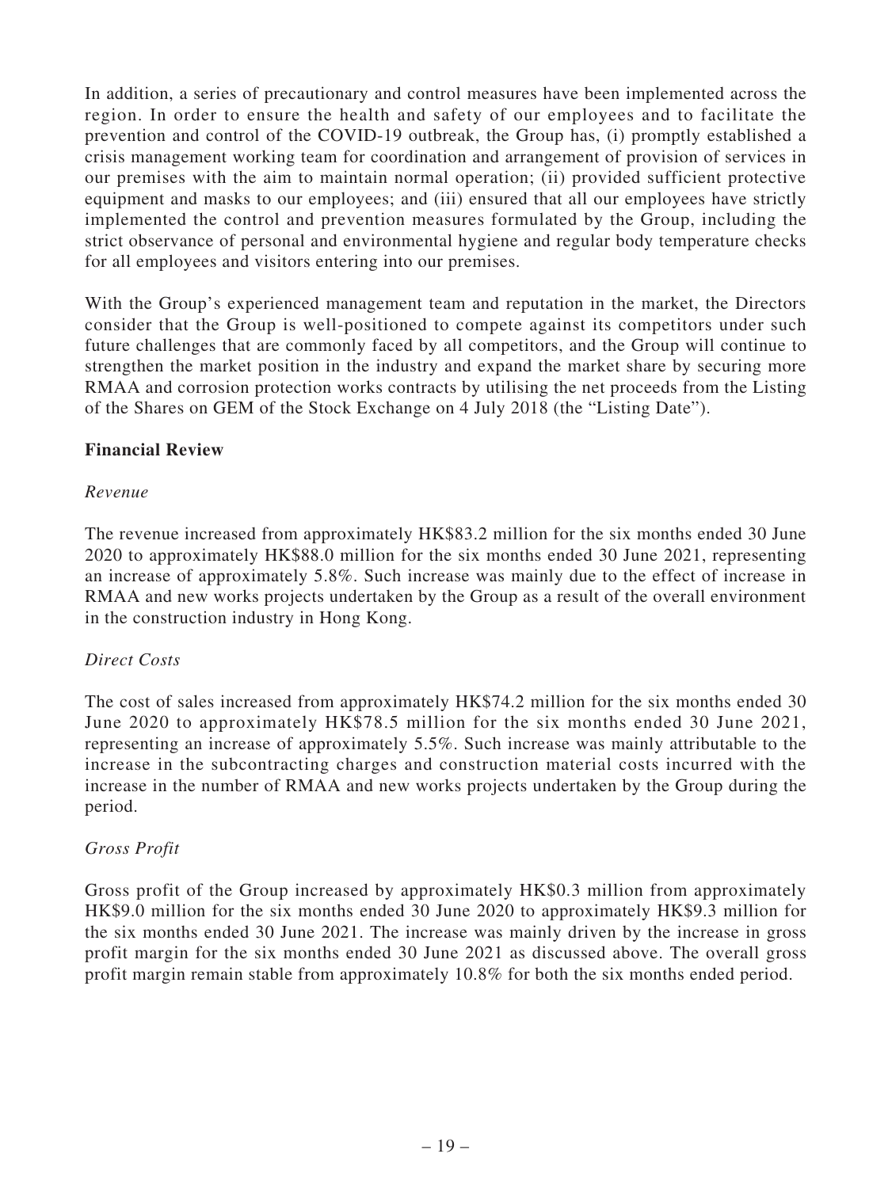In addition, a series of precautionary and control measures have been implemented across the region. In order to ensure the health and safety of our employees and to facilitate the prevention and control of the COVID-19 outbreak, the Group has, (i) promptly established a crisis management working team for coordination and arrangement of provision of services in our premises with the aim to maintain normal operation; (ii) provided sufficient protective equipment and masks to our employees; and (iii) ensured that all our employees have strictly implemented the control and prevention measures formulated by the Group, including the strict observance of personal and environmental hygiene and regular body temperature checks for all employees and visitors entering into our premises.

With the Group's experienced management team and reputation in the market, the Directors consider that the Group is well-positioned to compete against its competitors under such future challenges that are commonly faced by all competitors, and the Group will continue to strengthen the market position in the industry and expand the market share by securing more RMAA and corrosion protection works contracts by utilising the net proceeds from the Listing of the Shares on GEM of the Stock Exchange on 4 July 2018 (the "Listing Date").

### Financial Review

*Revenue*

The revenue increased from approximately HK$83.2 million for the six months ended 30 June 2020 to approximately HK$88.0 million for the six months ended 30 June 2021, representing an increase of approximately 5.8%. Such increase was mainly due to the effect of increase in RMAA and new works projects undertaken by the Group as a result of the overall environment in the construction industry in Hong Kong.

*Direct Costs*

The cost of sales increased from approximately HK$74.2 million for the six months ended 30 June 2020 to approximately HK$78.5 million for the six months ended 30 June 2021, representing an increase of approximately 5.5%. Such increase was mainly attributable to the increase in the subcontracting charges and construction material costs incurred with the increase in the number of RMAA and new works projects undertaken by the Group during the period.

*Gross Profit*

Gross profit of the Group increased by approximately HK$0.3 million from approximately HK$9.0 million for the six months ended 30 June 2020 to approximately HK$9.3 million for the six months ended 30 June 2021. The increase was mainly driven by the increase in gross profit margin for the six months ended 30 June 2021 as discussed above. The overall gross profit margin remain stable from approximately 10.8% for both the six months ended period.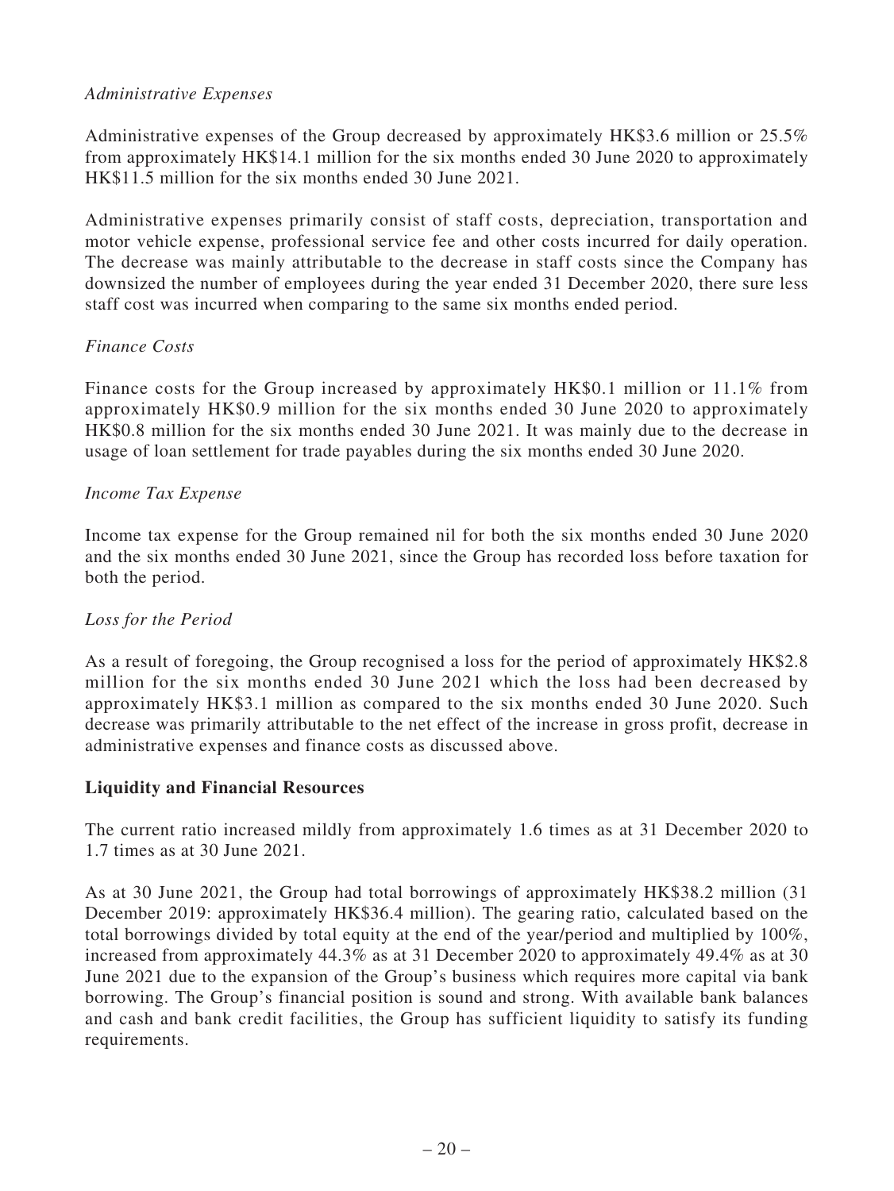*Administrative Expenses*

Administrative expenses of the Group decreased by approximately HK$3.6 million or 25.5% from approximately HK$14.1 million for the six months ended 30 June 2020 to approximately HK$11.5 million for the six months ended 30 June 2021.

Administrative expenses primarily consist of staff costs, depreciation, transportation and motor vehicle expense, professional service fee and other costs incurred for daily operation. The decrease was mainly attributable to the decrease in staff costs since the Company has downsized the number of employees during the year ended 31 December 2020, there sure less staff cost was incurred when comparing to the same six months ended period.

*Finance Costs*

Finance costs for the Group increased by approximately HK$0.1 million or 11.1% from approximately HK$0.9 million for the six months ended 30 June 2020 to approximately HK$0.8 million for the six months ended 30 June 2021. It was mainly due to the decrease in usage of loan settlement for trade payables during the six months ended 30 June 2020.

*Income Tax Expense*

Income tax expense for the Group remained nil for both the six months ended 30 June 2020 and the six months ended 30 June 2021, since the Group has recorded loss before taxation for both the period.

*Loss for the Period*

As a result of foregoing, the Group recognised a loss for the period of approximately HK$2.8 million for the six months ended 30 June 2021 which the loss had been decreased by approximately HK$3.1 million as compared to the six months ended 30 June 2020. Such decrease was primarily attributable to the net effect of the increase in gross profit, decrease in administrative expenses and finance costs as discussed above.

**Liquidity and Financial Resources**

The current ratio increased mildly from approximately 1.6 times as at 31 December 2020 to 1.7 times as at 30 June 2021.

As at 30 June 2021, the Group had total borrowings of approximately HK$38.2 million (31 December 2019: approximately HK$36.4 million). The gearing ratio, calculated based on the total borrowings divided by total equity at the end of the year/period and multiplied by 100%, increased from approximately 44.3% as at 31 December 2020 to approximately 49.4% as at 30 June 2021 due to the expansion of the Group's business which requires more capital via bank borrowing. The Group's financial position is sound and strong. With available bank balances and cash and bank credit facilities, the Group has sufficient liquidity to satisfy its funding requirements.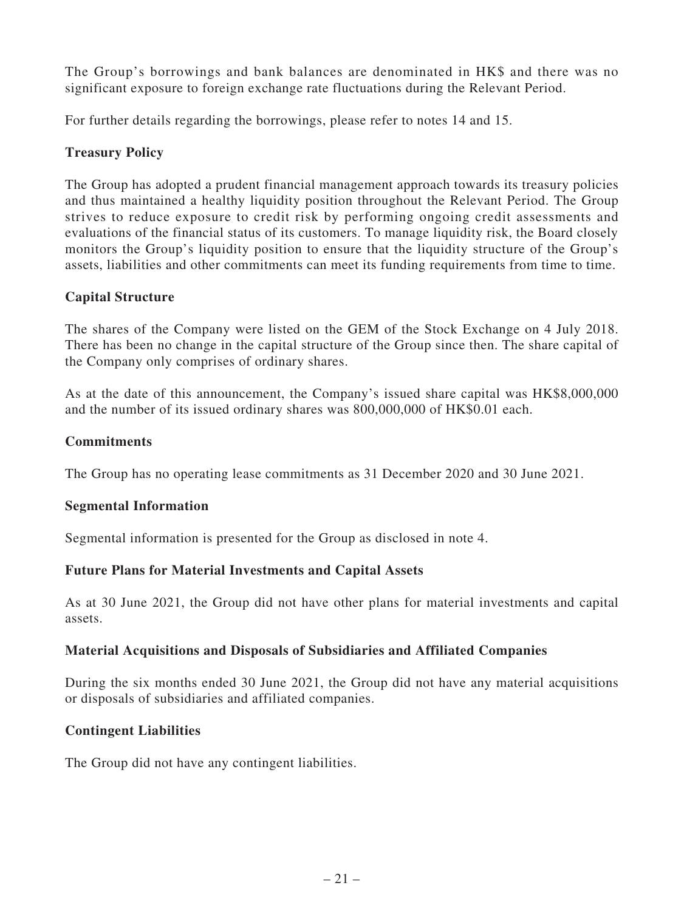The Group's borrowings and bank balances are denominated in HK$ and there was no significant exposure to foreign exchange rate fluctuations during the Relevant Period.

For further details regarding the borrowings, please refer to notes 14 and 15.

### Treasury Policy

The Group has adopted a prudent financial management approach towards its treasury policies and thus maintained a healthy liquidity position throughout the Relevant Period. The Group strives to reduce exposure to credit risk by performing ongoing credit assessments and evaluations of the financial status of its customers. To manage liquidity risk, the Board closely monitors the Group's liquidity position to ensure that the liquidity structure of the Group's assets, liabilities and other commitments can meet its funding requirements from time to time.

### Capital Structure

The shares of the Company were listed on the GEM of the Stock Exchange on 4 July 2018. There has been no change in the capital structure of the Group since then. The share capital of the Company only comprises of ordinary shares.

As at the date of this announcement, the Company's issued share capital was HK$8,000,000 and the number of its issued ordinary shares was 800,000,000 of HK$0.01 each.

### Commitments

The Group has no operating lease commitments as 31 December 2020 and 30 June 2021.

### Segmental Information

Segmental information is presented for the Group as disclosed in note 4.

### Future Plans for Material Investments and Capital Assets

As at 30 June 2021, the Group did not have other plans for material investments and capital assets.

### Material Acquisitions and Disposals of Subsidiaries and Affiliated Companies

During the six months ended 30 June 2021, the Group did not have any material acquisitions or disposals of subsidiaries and affiliated companies.

### Contingent Liabilities

The Group did not have any contingent liabilities.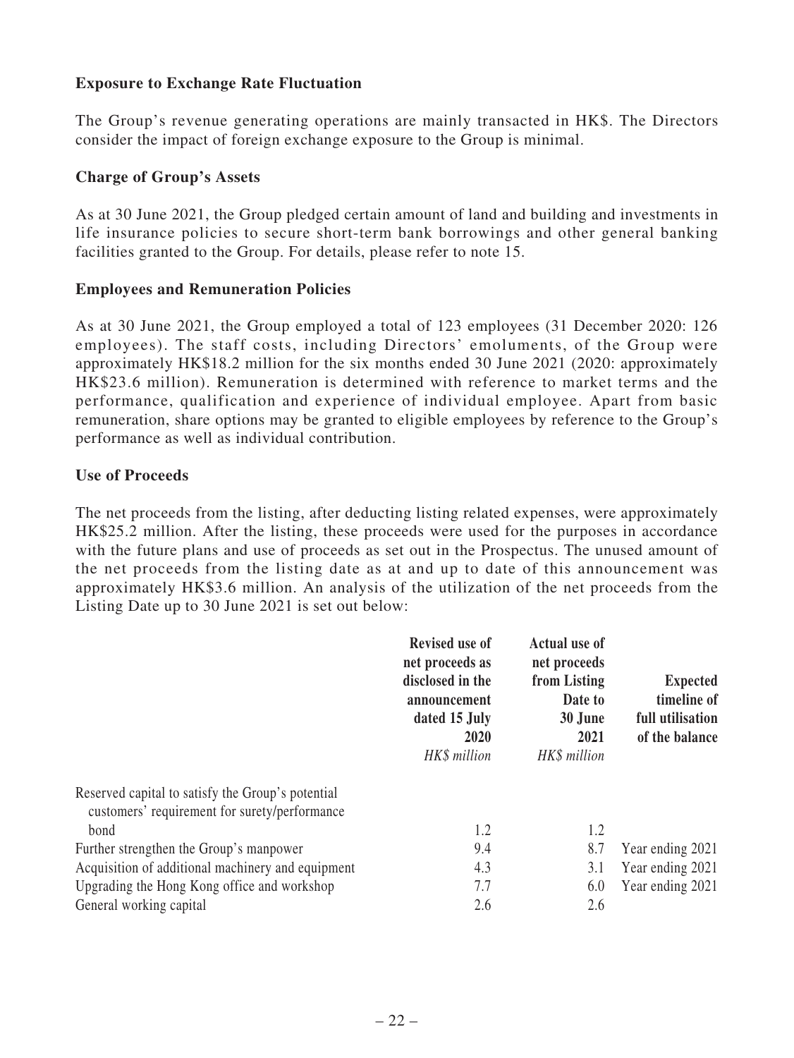**Exposure to Exchange Rate Fluctuation**

The Group's revenue generating operations are mainly transacted in HK$. The Directors consider the impact of foreign exchange exposure to the Group is minimal.

**Charge of Group's Assets**

As at 30 June 2021, the Group pledged certain amount of land and building and investments in life insurance policies to secure short-term bank borrowings and other general banking facilities granted to the Group. For details, please refer to note 15.

**Employees and Remuneration Policies**

As at 30 June 2021, the Group employed a total of 123 employees (31 December 2020: 126 employees). The staff costs, including Directors' emoluments, of the Group were approximately HK$18.2 million for the six months ended 30 June 2021 (2020: approximately HK$23.6 million). Remuneration is determined with reference to market terms and the performance, qualification and experience of individual employee. Apart from basic remuneration, share options may be granted to eligible employees by reference to the Group's performance as well as individual contribution.

**Use of Proceeds**

The net proceeds from the listing, after deducting listing related expenses, were approximately HK$25.2 million. After the listing, these proceeds were used for the purposes in accordance with the future plans and use of proceeds as set out in the Prospectus. The unused amount of the net proceeds from the listing date as at and up to date of this announcement was approximately HK$3.6 million. An analysis of the utilization of the net proceeds from the Listing Date up to 30 June 2021 is set out below:

| | Revised use of net proceeds as disclosed in the announcement dated 15 July 2020 | Actual use of net proceeds from Listing Date to 30 June 2021 | Expected timeline of full utilisation of the balance |
|---|---|---|---|
| | *HK$ million* | *HK$ million* | |
| Reserved capital to satisfy the Group's potential customers' requirement for surety/performance bond | 1.2 | 1.2 | |
| Further strengthen the Group's manpower | 9.4 | 8.7 | Year ending 2021 |
| Acquisition of additional machinery and equipment | 4.3 | 3.1 | Year ending 2021 |
| Upgrading the Hong Kong office and workshop | 7.7 | 6.0 | Year ending 2021 |
| General working capital | 2.6 | 2.6 | |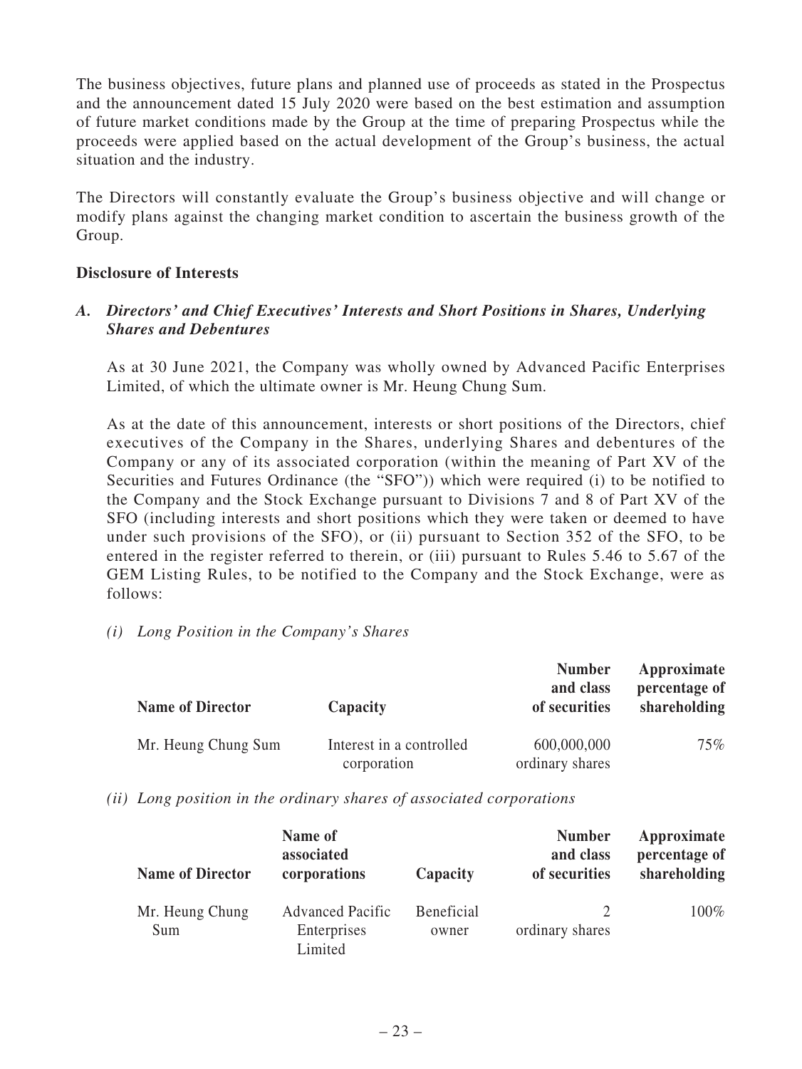The business objectives, future plans and planned use of proceeds as stated in the Prospectus and the announcement dated 15 July 2020 were based on the best estimation and assumption of future market conditions made by the Group at the time of preparing Prospectus while the proceeds were applied based on the actual development of the Group's business, the actual situation and the industry.

The Directors will constantly evaluate the Group's business objective and will change or modify plans against the changing market condition to ascertain the business growth of the Group.

**Disclosure of Interests**

***A. Directors' and Chief Executives' Interests and Short Positions in Shares, Underlying Shares and Debentures***

As at 30 June 2021, the Company was wholly owned by Advanced Pacific Enterprises Limited, of which the ultimate owner is Mr. Heung Chung Sum.

As at the date of this announcement, interests or short positions of the Directors, chief executives of the Company in the Shares, underlying Shares and debentures of the Company or any of its associated corporation (within the meaning of Part XV of the Securities and Futures Ordinance (the "SFO")) which were required (i) to be notified to the Company and the Stock Exchange pursuant to Divisions 7 and 8 of Part XV of the SFO (including interests and short positions which they were taken or deemed to have under such provisions of the SFO), or (ii) pursuant to Section 352 of the SFO, to be entered in the register referred to therein, or (iii) pursuant to Rules 5.46 to 5.67 of the GEM Listing Rules, to be notified to the Company and the Stock Exchange, were as follows:

*(i) Long Position in the Company's Shares*

| Name of Director | Capacity | Number and class of securities | Approximate percentage of shareholding |
|---|---|---|---|
| Mr. Heung Chung Sum | Interest in a controlled corporation | 600,000,000 ordinary shares | 75% |

*(ii) Long position in the ordinary shares of associated corporations*

| Name of Director | Name of associated corporations | Capacity | Number and class of securities | Approximate percentage of shareholding |
|---|---|---|---|---|
| Mr. Heung Chung Sum | Advanced Pacific Enterprises Limited | Beneficial owner | 2 ordinary shares | 100% |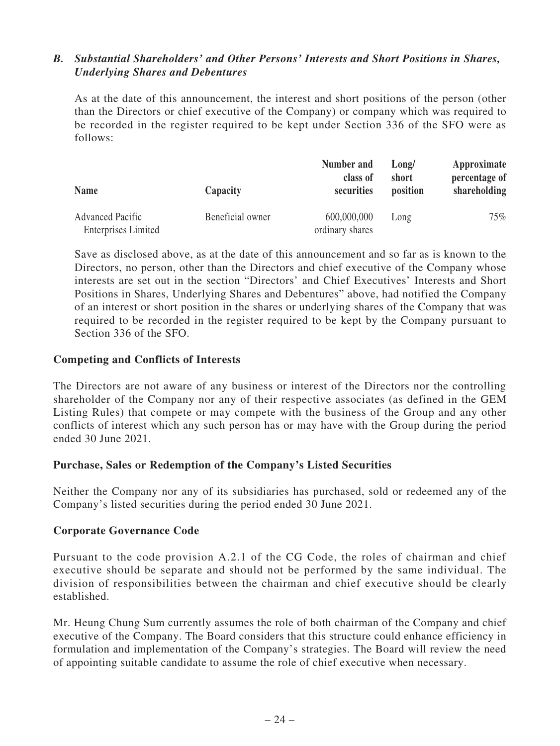### *B. Substantial Shareholders' and Other Persons' Interests and Short Positions in Shares, Underlying Shares and Debentures*

As at the date of this announcement, the interest and short positions of the person (other than the Directors or chief executive of the Company) or company which was required to be recorded in the register required to be kept under Section 336 of the SFO were as follows:

| Name | Capacity | Number and class of securities | Long/ short position | Approximate percentage of shareholding |
|---|---|---|---|---|
| Advanced Pacific Enterprises Limited | Beneficial owner | 600,000,000 ordinary shares | Long | 75% |

Save as disclosed above, as at the date of this announcement and so far as is known to the Directors, no person, other than the Directors and chief executive of the Company whose interests are set out in the section "Directors' and Chief Executives' Interests and Short Positions in Shares, Underlying Shares and Debentures" above, had notified the Company of an interest or short position in the shares or underlying shares of the Company that was required to be recorded in the register required to be kept by the Company pursuant to Section 336 of the SFO.

## Competing and Conflicts of Interests

The Directors are not aware of any business or interest of the Directors nor the controlling shareholder of the Company nor any of their respective associates (as defined in the GEM Listing Rules) that compete or may compete with the business of the Group and any other conflicts of interest which any such person has or may have with the Group during the period ended 30 June 2021.

## Purchase, Sales or Redemption of the Company's Listed Securities

Neither the Company nor any of its subsidiaries has purchased, sold or redeemed any of the Company's listed securities during the period ended 30 June 2021.

## Corporate Governance Code

Pursuant to the code provision A.2.1 of the CG Code, the roles of chairman and chief executive should be separate and should not be performed by the same individual. The division of responsibilities between the chairman and chief executive should be clearly established.

Mr. Heung Chung Sum currently assumes the role of both chairman of the Company and chief executive of the Company. The Board considers that this structure could enhance efficiency in formulation and implementation of the Company's strategies. The Board will review the need of appointing suitable candidate to assume the role of chief executive when necessary.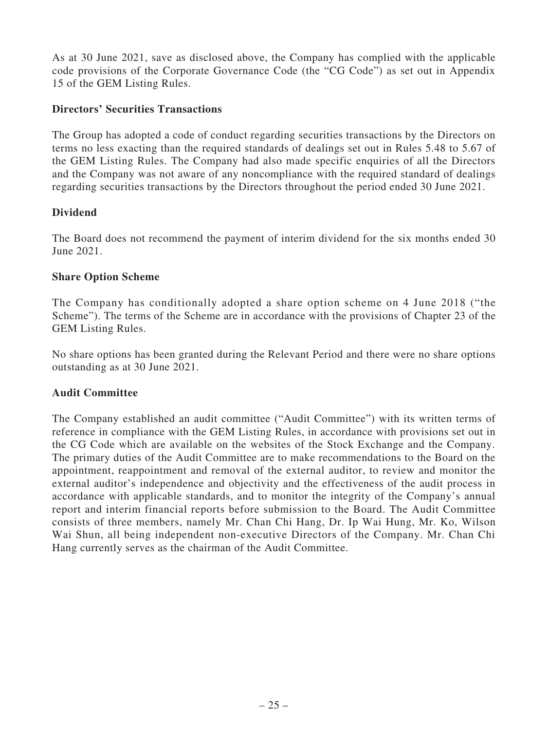As at 30 June 2021, save as disclosed above, the Company has complied with the applicable code provisions of the Corporate Governance Code (the "CG Code") as set out in Appendix 15 of the GEM Listing Rules.

**Directors' Securities Transactions**

The Group has adopted a code of conduct regarding securities transactions by the Directors on terms no less exacting than the required standards of dealings set out in Rules 5.48 to 5.67 of the GEM Listing Rules. The Company had also made specific enquiries of all the Directors and the Company was not aware of any noncompliance with the required standard of dealings regarding securities transactions by the Directors throughout the period ended 30 June 2021.

**Dividend**

The Board does not recommend the payment of interim dividend for the six months ended 30 June 2021.

**Share Option Scheme**

The Company has conditionally adopted a share option scheme on 4 June 2018 ("the Scheme"). The terms of the Scheme are in accordance with the provisions of Chapter 23 of the GEM Listing Rules.

No share options has been granted during the Relevant Period and there were no share options outstanding as at 30 June 2021.

**Audit Committee**

The Company established an audit committee ("Audit Committee") with its written terms of reference in compliance with the GEM Listing Rules, in accordance with provisions set out in the CG Code which are available on the websites of the Stock Exchange and the Company. The primary duties of the Audit Committee are to make recommendations to the Board on the appointment, reappointment and removal of the external auditor, to review and monitor the external auditor's independence and objectivity and the effectiveness of the audit process in accordance with applicable standards, and to monitor the integrity of the Company's annual report and interim financial reports before submission to the Board. The Audit Committee consists of three members, namely Mr. Chan Chi Hang, Dr. Ip Wai Hung, Mr. Ko, Wilson Wai Shun, all being independent non-executive Directors of the Company. Mr. Chan Chi Hang currently serves as the chairman of the Audit Committee.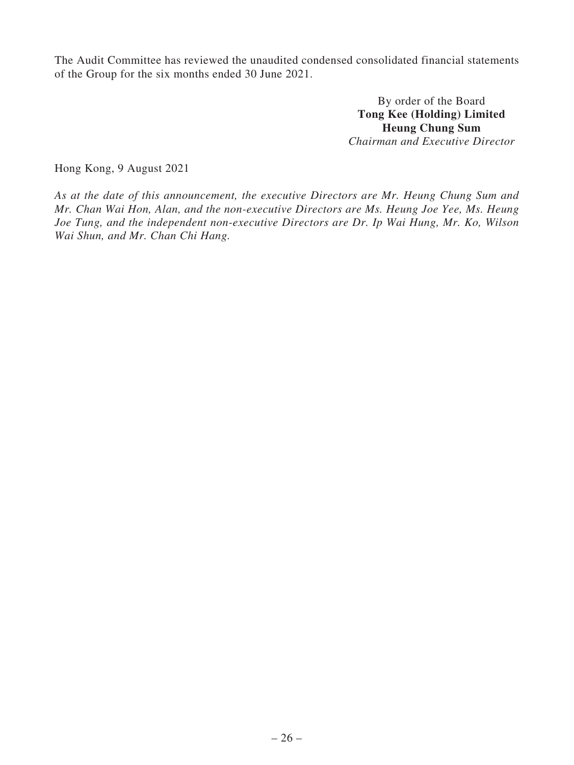The Audit Committee has reviewed the unaudited condensed consolidated financial statements of the Group for the six months ended 30 June 2021.

By order of the Board
**Tong Kee (Holding) Limited**
**Heung Chung Sum**
*Chairman and Executive Director*

Hong Kong, 9 August 2021

*As at the date of this announcement, the executive Directors are Mr. Heung Chung Sum and Mr. Chan Wai Hon, Alan, and the non-executive Directors are Ms. Heung Joe Yee, Ms. Heung Joe Tung, and the independent non-executive Directors are Dr. Ip Wai Hung, Mr. Ko, Wilson Wai Shun, and Mr. Chan Chi Hang.*